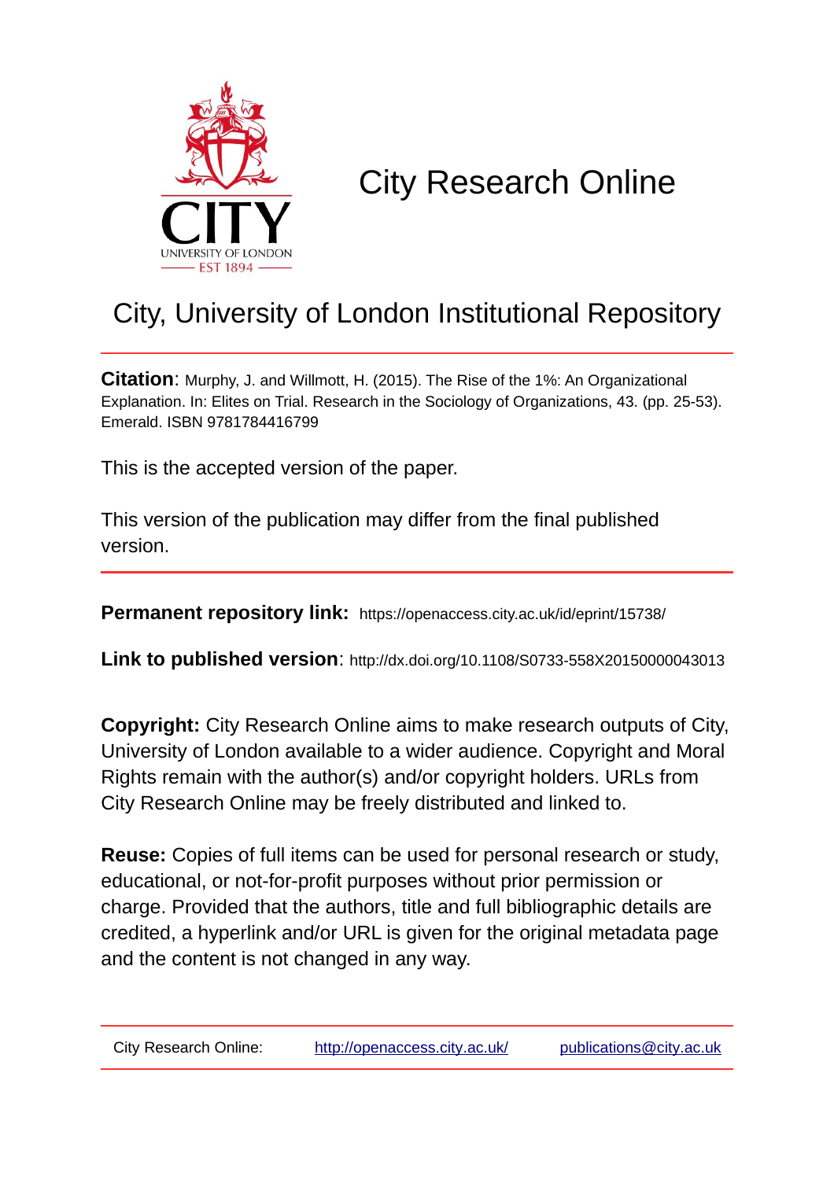# City Research Online

## City, University of London Institutional Repository

**Citation**: Murphy, J. and Willmott, H. (2015). The Rise of the 1%: An Organizational Explanation. In: Elites on Trial. Research in the Sociology of Organizations, 43. (pp. 25-53). Emerald. ISBN 9781784416799

This is the accepted version of the paper.

This version of the publication may differ from the final published version.

**Permanent repository link:** https://openaccess.city.ac.uk/id/eprint/15738/

**Link to published version**: http://dx.doi.org/10.1108/S0733-558X20150000043013

**Copyright:** City Research Online aims to make research outputs of City, University of London available to a wider audience. Copyright and Moral Rights remain with the author(s) and/or copyright holders. URLs from City Research Online may be freely distributed and linked to.

**Reuse:** Copies of full items can be used for personal research or study, educational, or not-for-profit purposes without prior permission or charge. Provided that the authors, title and full bibliographic details are credited, a hyperlink and/or URL is given for the original metadata page and the content is not changed in any way.

City Research Online: http://openaccess.city.ac.uk/ publications@city.ac.uk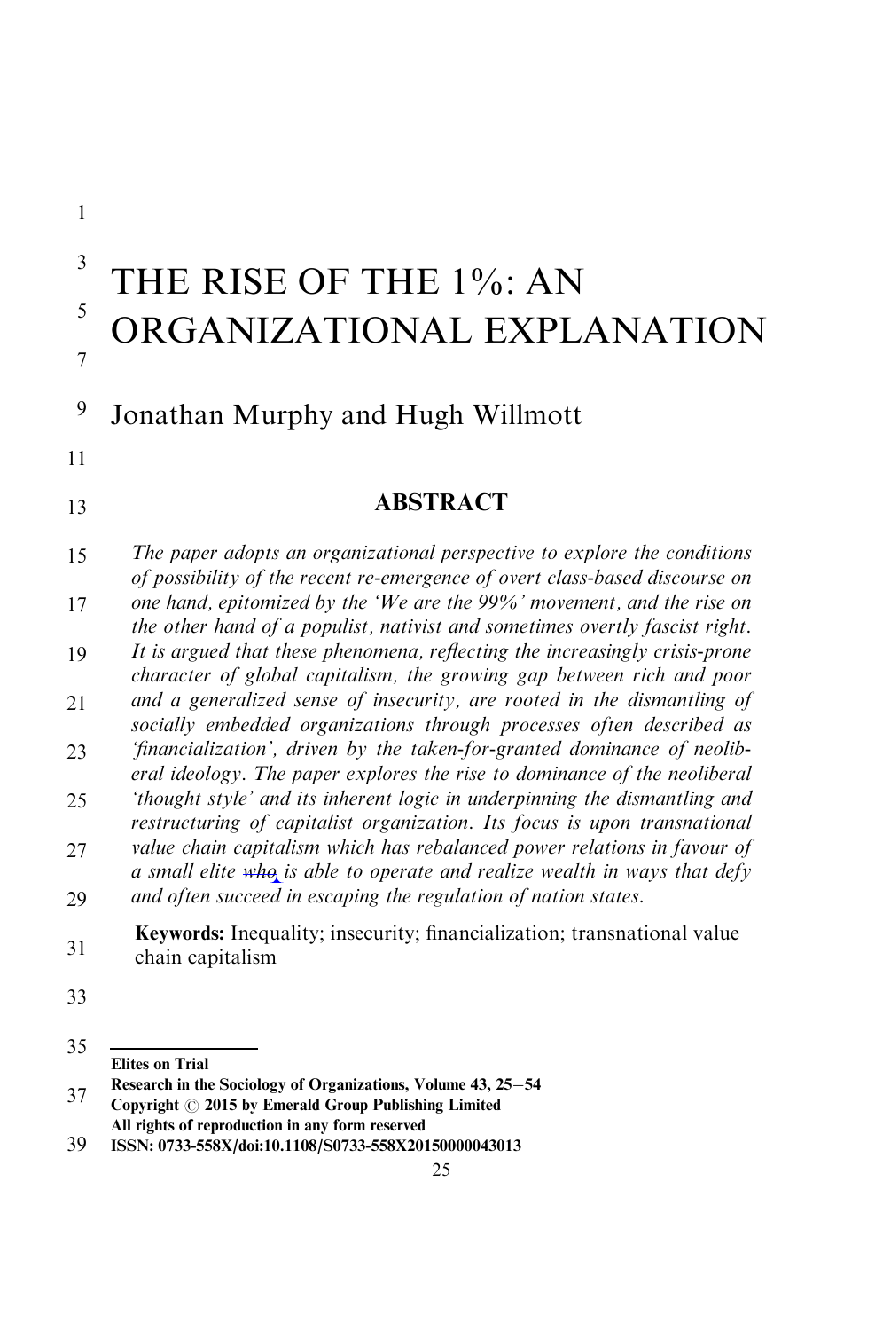# THE RISE OF THE 1%: AN ORGANIZATIONAL EXPLANATION

Jonathan Murphy and Hugh Willmott

## ABSTRACT

*The paper adopts an organizational perspective to explore the conditions of possibility of the recent re-emergence of overt class-based discourse on one hand, epitomized by the 'We are the 99%' movement, and the rise on the other hand of a populist, nativist and sometimes overtly fascist right. It is argued that these phenomena, reflecting the increasingly crisis-prone character of global capitalism, the growing gap between rich and poor and a generalized sense of insecurity, are rooted in the dismantling of socially embedded organizations through processes often described as 'financialization', driven by the taken-for-granted dominance of neoliberal ideology. The paper explores the rise to dominance of the neoliberal 'thought style' and its inherent logic in underpinning the dismantling and restructuring of capitalist organization. Its focus is upon transnational value chain capitalism which has rebalanced power relations in favour of a small elite ~~who~~ is able to operate and realize wealth in ways that defy and often succeed in escaping the regulation of nation states.*

**Keywords:** Inequality; insecurity; financialization; transnational value chain capitalism

**Elites on Trial**
**Research in the Sociology of Organizations, Volume 43, 25–54**
**Copyright © 2015 by Emerald Group Publishing Limited**
**All rights of reproduction in any form reserved**
**ISSN: 0733-558X/doi:10.1108/S0733-558X20150000043013**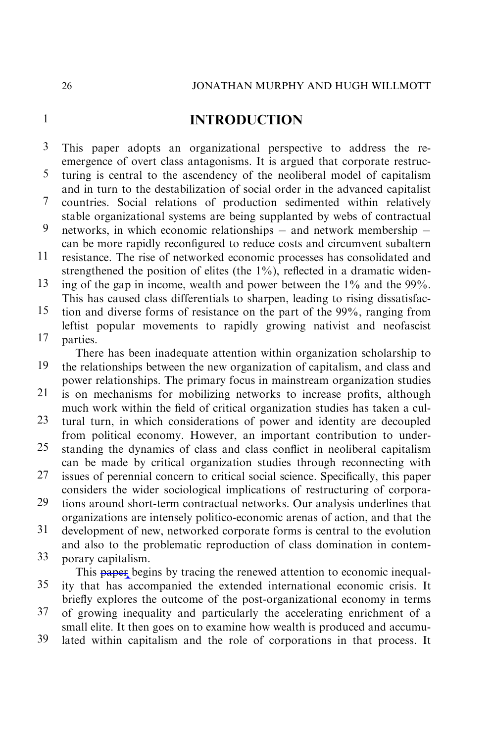# INTRODUCTION

This paper adopts an organizational perspective to address the re-emergence of overt class antagonisms. It is argued that corporate restructuring is central to the ascendency of the neoliberal model of capitalism and in turn to the destabilization of social order in the advanced capitalist countries. Social relations of production sedimented within relatively stable organizational systems are being supplanted by webs of contractual networks, in which economic relationships – and network membership – can be more rapidly reconfigured to reduce costs and circumvent subaltern resistance. The rise of networked economic processes has consolidated and strengthened the position of elites (the 1%), reflected in a dramatic widening of the gap in income, wealth and power between the 1% and the 99%. This has caused class differentials to sharpen, leading to rising dissatisfaction and diverse forms of resistance on the part of the 99%, ranging from leftist popular movements to rapidly growing nativist and neofascist parties.

There has been inadequate attention within organization scholarship to the relationships between the new organization of capitalism, and class and power relationships. The primary focus in mainstream organization studies is on mechanisms for mobilizing networks to increase profits, although much work within the field of critical organization studies has taken a cultural turn, in which considerations of power and identity are decoupled from political economy. However, an important contribution to understanding the dynamics of class and class conflict in neoliberal capitalism can be made by critical organization studies through reconnecting with issues of perennial concern to critical social science. Specifically, this paper considers the wider sociological implications of restructuring of corporations around short-term contractual networks. Our analysis underlines that organizations are intensely politico-economic arenas of action, and that the development of new, networked corporate forms is central to the evolution and also to the problematic reproduction of class domination in contemporary capitalism.

This paper begins by tracing the renewed attention to economic inequality that has accompanied the extended international economic crisis. It briefly explores the outcome of the post-organizational economy in terms of growing inequality and particularly the accelerating enrichment of a small elite. It then goes on to examine how wealth is produced and accumulated within capitalism and the role of corporations in that process. It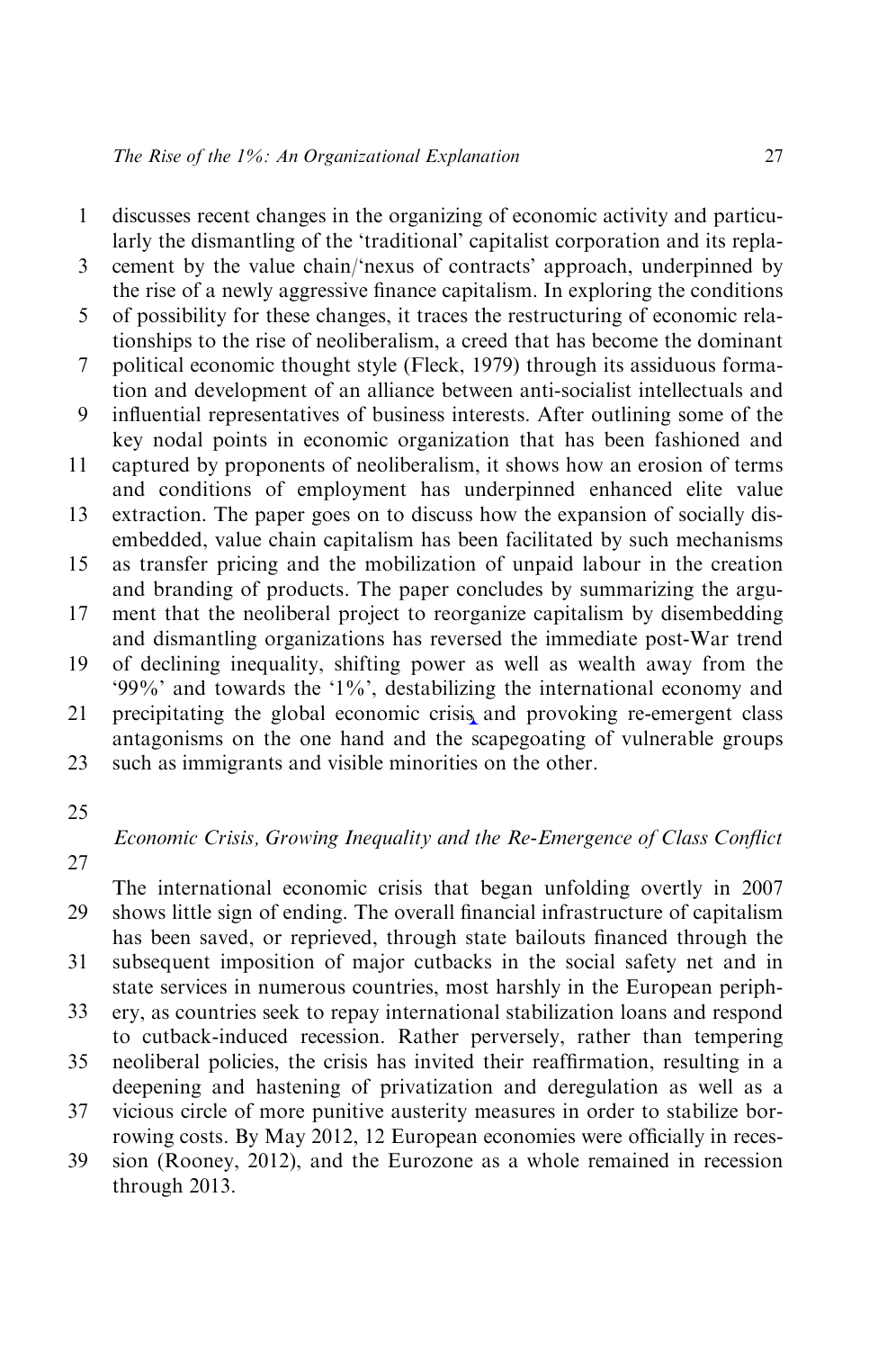discusses recent changes in the organizing of economic activity and particularly the dismantling of the 'traditional' capitalist corporation and its replacement by the value chain/'nexus of contracts' approach, underpinned by the rise of a newly aggressive finance capitalism. In exploring the conditions of possibility for these changes, it traces the restructuring of economic relationships to the rise of neoliberalism, a creed that has become the dominant political economic thought style (Fleck, 1979) through its assiduous formation and development of an alliance between anti-socialist intellectuals and influential representatives of business interests. After outlining some of the key nodal points in economic organization that has been fashioned and captured by proponents of neoliberalism, it shows how an erosion of terms and conditions of employment has underpinned enhanced elite value extraction. The paper goes on to discuss how the expansion of socially disembedded, value chain capitalism has been facilitated by such mechanisms as transfer pricing and the mobilization of unpaid labour in the creation and branding of products. The paper concludes by summarizing the argument that the neoliberal project to reorganize capitalism by disembedding and dismantling organizations has reversed the immediate post-War trend of declining inequality, shifting power as well as wealth away from the '99%' and towards the '1%', destabilizing the international economy and precipitating the global economic crisis and provoking re-emergent class antagonisms on the one hand and the scapegoating of vulnerable groups such as immigrants and visible minorities on the other.

## *Economic Crisis, Growing Inequality and the Re-Emergence of Class Conflict*

The international economic crisis that began unfolding overtly in 2007 shows little sign of ending. The overall financial infrastructure of capitalism has been saved, or reprieved, through state bailouts financed through the subsequent imposition of major cutbacks in the social safety net and in state services in numerous countries, most harshly in the European periphery, as countries seek to repay international stabilization loans and respond to cutback-induced recession. Rather perversely, rather than tempering neoliberal policies, the crisis has invited their reaffirmation, resulting in a deepening and hastening of privatization and deregulation as well as a vicious circle of more punitive austerity measures in order to stabilize borrowing costs. By May 2012, 12 European economies were officially in recession (Rooney, 2012), and the Eurozone as a whole remained in recession through 2013.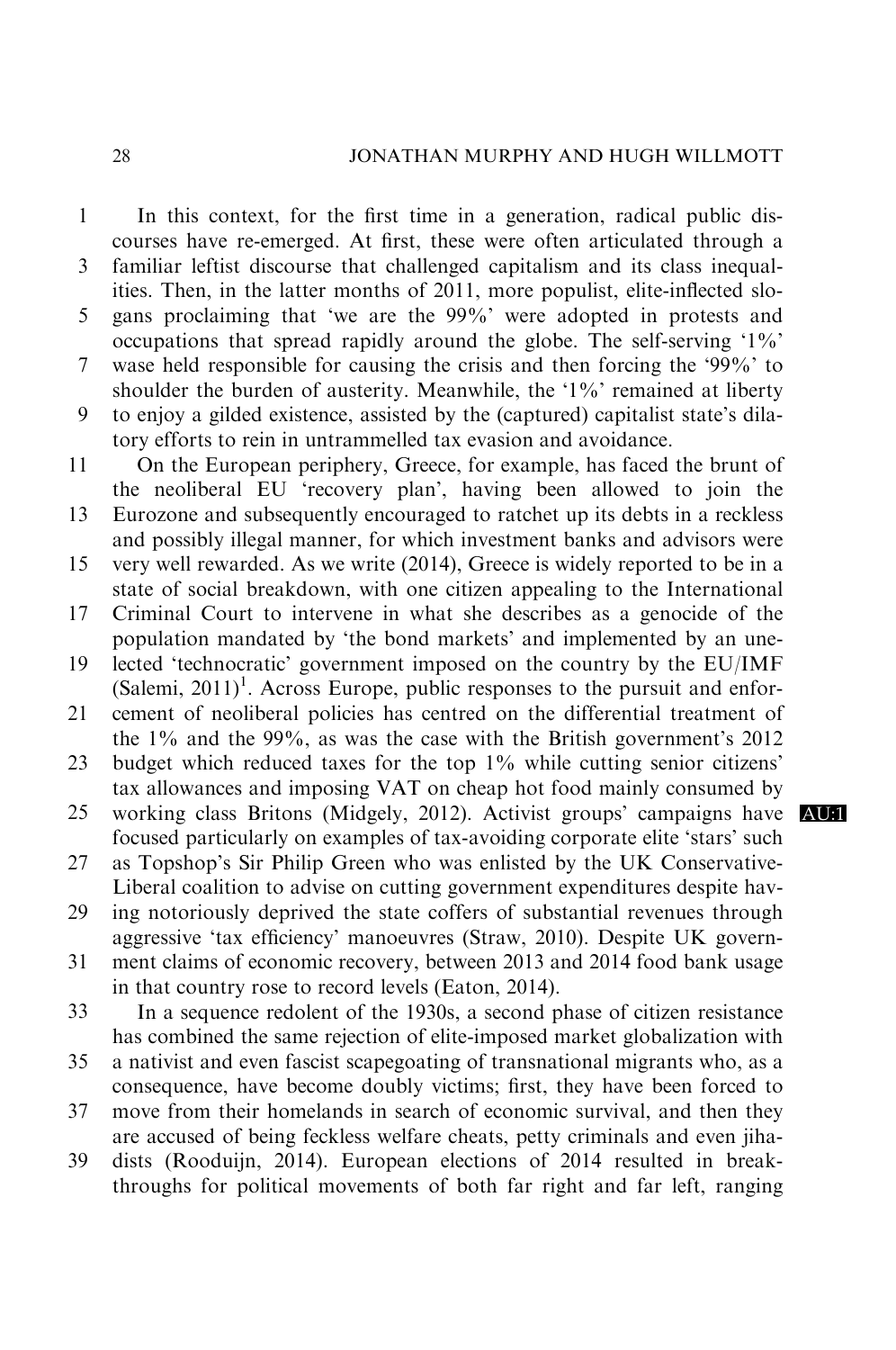In this context, for the first time in a generation, radical public discourses have re-emerged. At first, these were often articulated through a familiar leftist discourse that challenged capitalism and its class inequalities. Then, in the latter months of 2011, more populist, elite-inflected slogans proclaiming that 'we are the 99%' were adopted in protests and occupations that spread rapidly around the globe. The self-serving '1%' wase held responsible for causing the crisis and then forcing the '99%' to shoulder the burden of austerity. Meanwhile, the '1%' remained at liberty to enjoy a gilded existence, assisted by the (captured) capitalist state's dilatory efforts to rein in untrammelled tax evasion and avoidance.

On the European periphery, Greece, for example, has faced the brunt of the neoliberal EU 'recovery plan', having been allowed to join the Eurozone and subsequently encouraged to ratchet up its debts in a reckless and possibly illegal manner, for which investment banks and advisors were very well rewarded. As we write (2014), Greece is widely reported to be in a state of social breakdown, with one citizen appealing to the International Criminal Court to intervene in what she describes as a genocide of the population mandated by 'the bond markets' and implemented by an unelected 'technocratic' government imposed on the country by the EU/IMF (Salemi, 2011)[1]. Across Europe, public responses to the pursuit and enforcement of neoliberal policies has centred on the differential treatment of the 1% and the 99%, as was the case with the British government's 2012 budget which reduced taxes for the top 1% while cutting senior citizens' tax allowances and imposing VAT on cheap hot food mainly consumed by working class Britons (Midgely, 2012). Activist groups' campaigns have focused particularly on examples of tax-avoiding corporate elite 'stars' such as Topshop's Sir Philip Green who was enlisted by the UK Conservative-Liberal coalition to advise on cutting government expenditures despite having notoriously deprived the state coffers of substantial revenues through aggressive 'tax efficiency' manoeuvres (Straw, 2010). Despite UK government claims of economic recovery, between 2013 and 2014 food bank usage in that country rose to record levels (Eaton, 2014).

In a sequence redolent of the 1930s, a second phase of citizen resistance has combined the same rejection of elite-imposed market globalization with a nativist and even fascist scapegoating of transnational migrants who, as a consequence, have become doubly victims; first, they have been forced to move from their homelands in search of economic survival, and then they are accused of being feckless welfare cheats, petty criminals and even jihadists (Rooduijn, 2014). European elections of 2014 resulted in breakthroughs for political movements of both far right and far left, ranging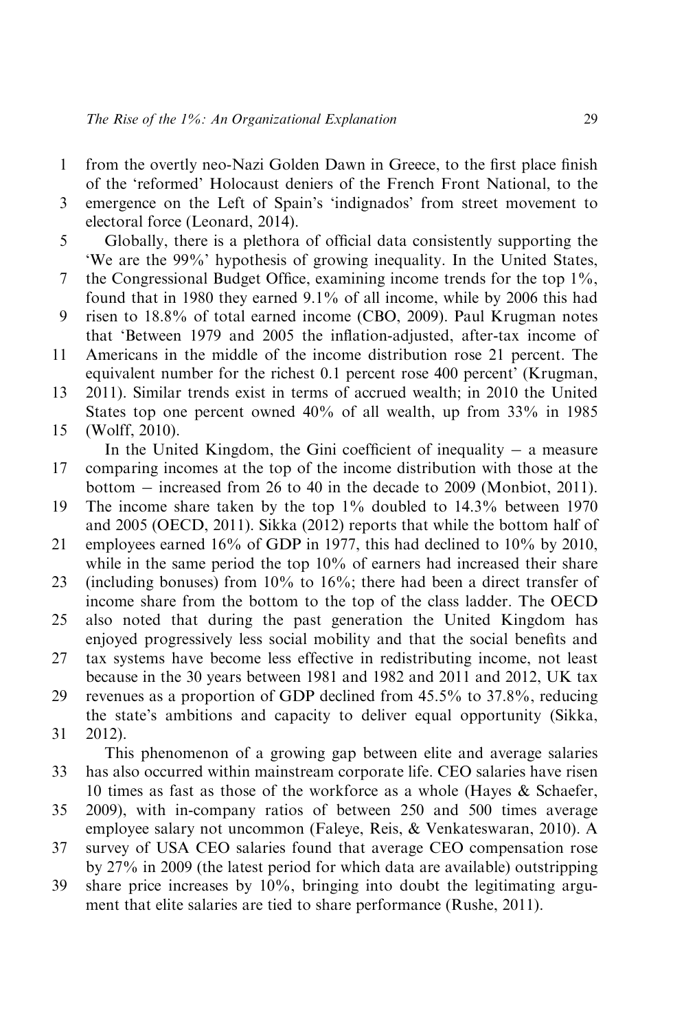from the overtly neo-Nazi Golden Dawn in Greece, to the first place finish of the 'reformed' Holocaust deniers of the French Front National, to the emergence on the Left of Spain's 'indignados' from street movement to electoral force (Leonard, 2014).

Globally, there is a plethora of official data consistently supporting the 'We are the 99%' hypothesis of growing inequality. In the United States, the Congressional Budget Office, examining income trends for the top 1%, found that in 1980 they earned 9.1% of all income, while by 2006 this had risen to 18.8% of total earned income (CBO, 2009). Paul Krugman notes that 'Between 1979 and 2005 the inflation-adjusted, after-tax income of Americans in the middle of the income distribution rose 21 percent. The equivalent number for the richest 0.1 percent rose 400 percent' (Krugman, 2011). Similar trends exist in terms of accrued wealth; in 2010 the United States top one percent owned 40% of all wealth, up from 33% in 1985 (Wolff, 2010).

In the United Kingdom, the Gini coefficient of inequality – a measure comparing incomes at the top of the income distribution with those at the bottom – increased from 26 to 40 in the decade to 2009 (Monbiot, 2011). The income share taken by the top 1% doubled to 14.3% between 1970 and 2005 (OECD, 2011). Sikka (2012) reports that while the bottom half of employees earned 16% of GDP in 1977, this had declined to 10% by 2010, while in the same period the top 10% of earners had increased their share (including bonuses) from 10% to 16%; there had been a direct transfer of income share from the bottom to the top of the class ladder. The OECD also noted that during the past generation the United Kingdom has enjoyed progressively less social mobility and that the social benefits and tax systems have become less effective in redistributing income, not least because in the 30 years between 1981 and 1982 and 2011 and 2012, UK tax revenues as a proportion of GDP declined from 45.5% to 37.8%, reducing the state's ambitions and capacity to deliver equal opportunity (Sikka, 2012).

This phenomenon of a growing gap between elite and average salaries has also occurred within mainstream corporate life. CEO salaries have risen 10 times as fast as those of the workforce as a whole (Hayes & Schaefer, 2009), with in-company ratios of between 250 and 500 times average employee salary not uncommon (Faleye, Reis, & Venkateswaran, 2010). A survey of USA CEO salaries found that average CEO compensation rose by 27% in 2009 (the latest period for which data are available) outstripping share price increases by 10%, bringing into doubt the legitimating argument that elite salaries are tied to share performance (Rushe, 2011).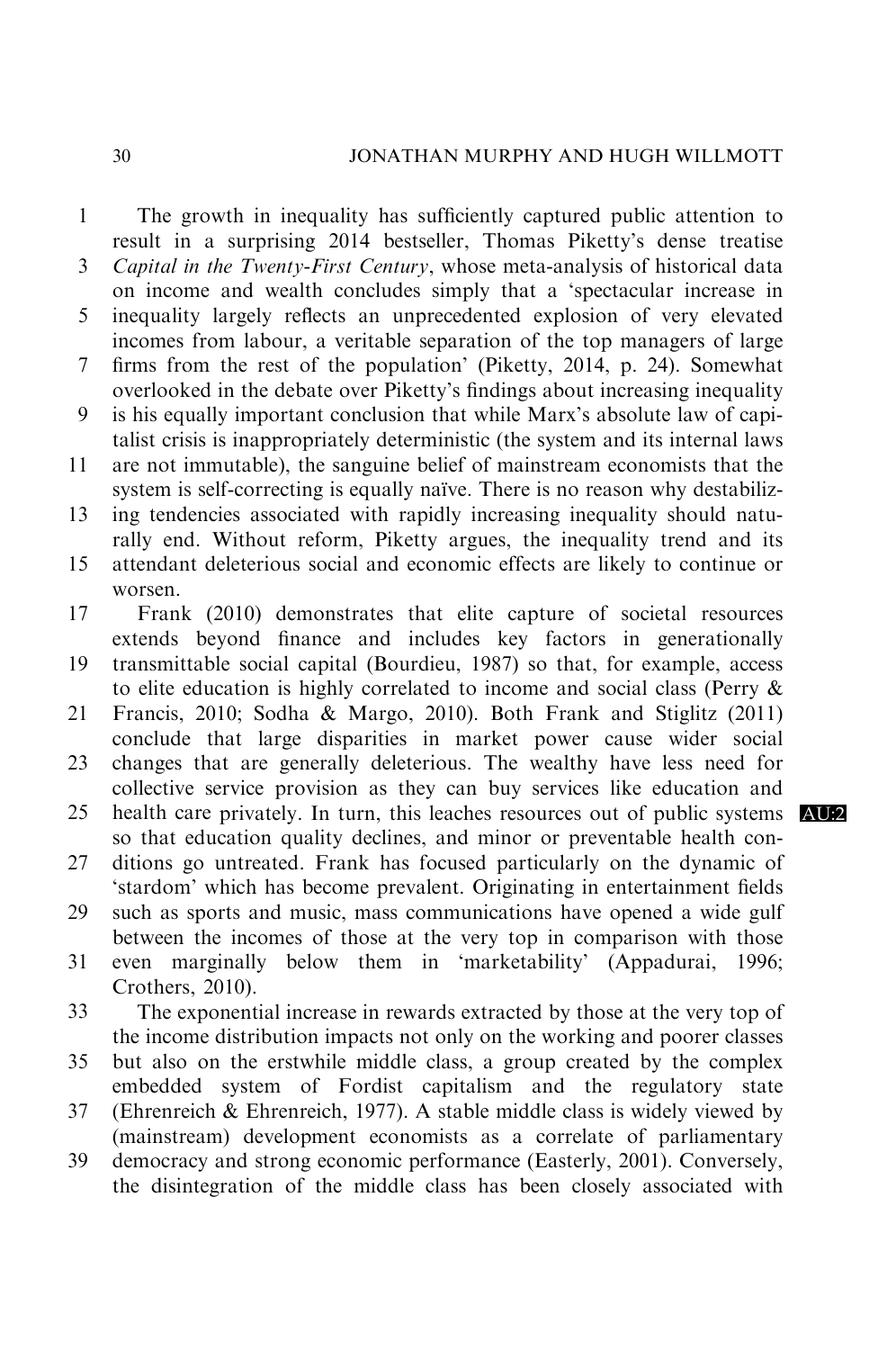The growth in inequality has sufficiently captured public attention to result in a surprising 2014 bestseller, Thomas Piketty's dense treatise *Capital in the Twenty-First Century*, whose meta-analysis of historical data on income and wealth concludes simply that a 'spectacular increase in inequality largely reflects an unprecedented explosion of very elevated incomes from labour, a veritable separation of the top managers of large firms from the rest of the population' (Piketty, 2014, p. 24). Somewhat overlooked in the debate over Piketty's findings about increasing inequality is his equally important conclusion that while Marx's absolute law of capitalist crisis is inappropriately deterministic (the system and its internal laws are not immutable), the sanguine belief of mainstream economists that the system is self-correcting is equally naïve. There is no reason why destabilizing tendencies associated with rapidly increasing inequality should naturally end. Without reform, Piketty argues, the inequality trend and its attendant deleterious social and economic effects are likely to continue or worsen.

Frank (2010) demonstrates that elite capture of societal resources extends beyond finance and includes key factors in generationally transmittable social capital (Bourdieu, 1987) so that, for example, access to elite education is highly correlated to income and social class (Perry & Francis, 2010; Sodha & Margo, 2010). Both Frank and Stiglitz (2011) conclude that large disparities in market power cause wider social changes that are generally deleterious. The wealthy have less need for collective service provision as they can buy services like education and health care privately. In turn, this leaches resources out of public systems so that education quality declines, and minor or preventable health conditions go untreated. Frank has focused particularly on the dynamic of 'stardom' which has become prevalent. Originating in entertainment fields such as sports and music, mass communications have opened a wide gulf between the incomes of those at the very top in comparison with those even marginally below them in 'marketability' (Appadurai, 1996; Crothers, 2010).

The exponential increase in rewards extracted by those at the very top of the income distribution impacts not only on the working and poorer classes but also on the erstwhile middle class, a group created by the complex embedded system of Fordist capitalism and the regulatory state (Ehrenreich & Ehrenreich, 1977). A stable middle class is widely viewed by (mainstream) development economists as a correlate of parliamentary democracy and strong economic performance (Easterly, 2001). Conversely, the disintegration of the middle class has been closely associated with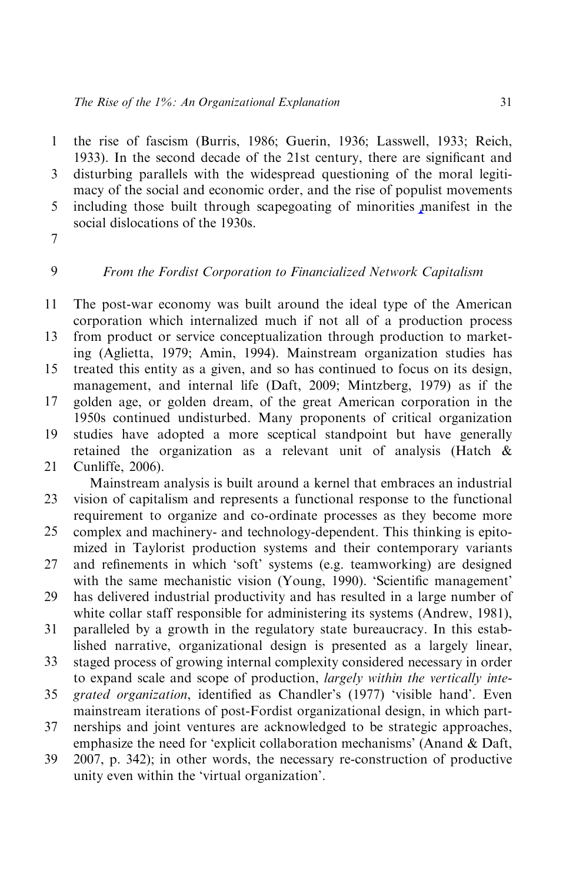the rise of fascism (Burris, 1986; Guerin, 1936; Lasswell, 1933; Reich, 1933). In the second decade of the 21st century, there are significant and disturbing parallels with the widespread questioning of the moral legitimacy of the social and economic order, and the rise of populist movements including those built through scapegoating of minorities manifest in the social dislocations of the 1930s.

### *From the Fordist Corporation to Financialized Network Capitalism*

The post-war economy was built around the ideal type of the American corporation which internalized much if not all of a production process from product or service conceptualization through production to marketing (Aglietta, 1979; Amin, 1994). Mainstream organization studies has treated this entity as a given, and so has continued to focus on its design, management, and internal life (Daft, 2009; Mintzberg, 1979) as if the golden age, or golden dream, of the great American corporation in the 1950s continued undisturbed. Many proponents of critical organization studies have adopted a more sceptical standpoint but have generally retained the organization as a relevant unit of analysis (Hatch & Cunliffe, 2006).

Mainstream analysis is built around a kernel that embraces an industrial vision of capitalism and represents a functional response to the functional requirement to organize and co-ordinate processes as they become more complex and machinery- and technology-dependent. This thinking is epitomized in Taylorist production systems and their contemporary variants and refinements in which 'soft' systems (e.g. teamworking) are designed with the same mechanistic vision (Young, 1990). 'Scientific management' has delivered industrial productivity and has resulted in a large number of white collar staff responsible for administering its systems (Andrew, 1981), paralleled by a growth in the regulatory state bureaucracy. In this established narrative, organizational design is presented as a largely linear, staged process of growing internal complexity considered necessary in order to expand scale and scope of production, *largely within the vertically integrated organization*, identified as Chandler's (1977) 'visible hand'. Even mainstream iterations of post-Fordist organizational design, in which partnerships and joint ventures are acknowledged to be strategic approaches, emphasize the need for 'explicit collaboration mechanisms' (Anand & Daft, 2007, p. 342); in other words, the necessary re-construction of productive unity even within the 'virtual organization'.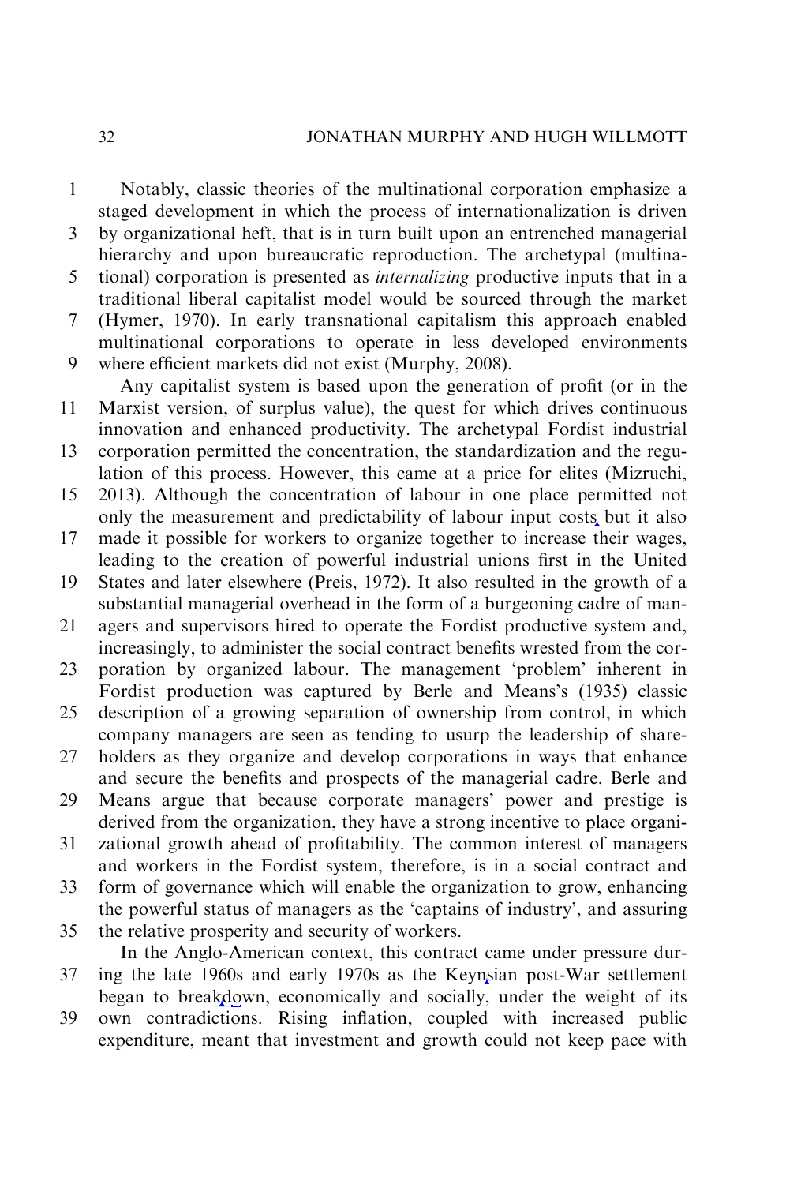Notably, classic theories of the multinational corporation emphasize a staged development in which the process of internationalization is driven by organizational heft, that is in turn built upon an entrenched managerial hierarchy and upon bureaucratic reproduction. The archetypal (multinational) corporation is presented as *internalizing* productive inputs that in a traditional liberal capitalist model would be sourced through the market (Hymer, 1970). In early transnational capitalism this approach enabled multinational corporations to operate in less developed environments where efficient markets did not exist (Murphy, 2008).

Any capitalist system is based upon the generation of profit (or in the Marxist version, of surplus value), the quest for which drives continuous innovation and enhanced productivity. The archetypal Fordist industrial corporation permitted the concentration, the standardization and the regulation of this process. However, this came at a price for elites (Mizruchi, 2013). Although the concentration of labour in one place permitted not only the measurement and predictability of labour input costs, but it also made it possible for workers to organize together to increase their wages, leading to the creation of powerful industrial unions first in the United States and later elsewhere (Preis, 1972). It also resulted in the growth of a substantial managerial overhead in the form of a burgeoning cadre of managers and supervisors hired to operate the Fordist productive system and, increasingly, to administer the social contract benefits wrested from the corporation by organized labour. The management 'problem' inherent in Fordist production was captured by Berle and Means's (1935) classic description of a growing separation of ownership from control, in which company managers are seen as tending to usurp the leadership of shareholders as they organize and develop corporations in ways that enhance and secure the benefits and prospects of the managerial cadre. Berle and Means argue that because corporate managers' power and prestige is derived from the organization, they have a strong incentive to place organizational growth ahead of profitability. The common interest of managers and workers in the Fordist system, therefore, is in a social contract and form of governance which will enable the organization to grow, enhancing the powerful status of managers as the 'captains of industry', and assuring the relative prosperity and security of workers.

In the Anglo-American context, this contract came under pressure during the late 1960s and early 1970s as the Keynsian post-War settlement began to breakdown, economically and socially, under the weight of its own contradictions. Rising inflation, coupled with increased public expenditure, meant that investment and growth could not keep pace with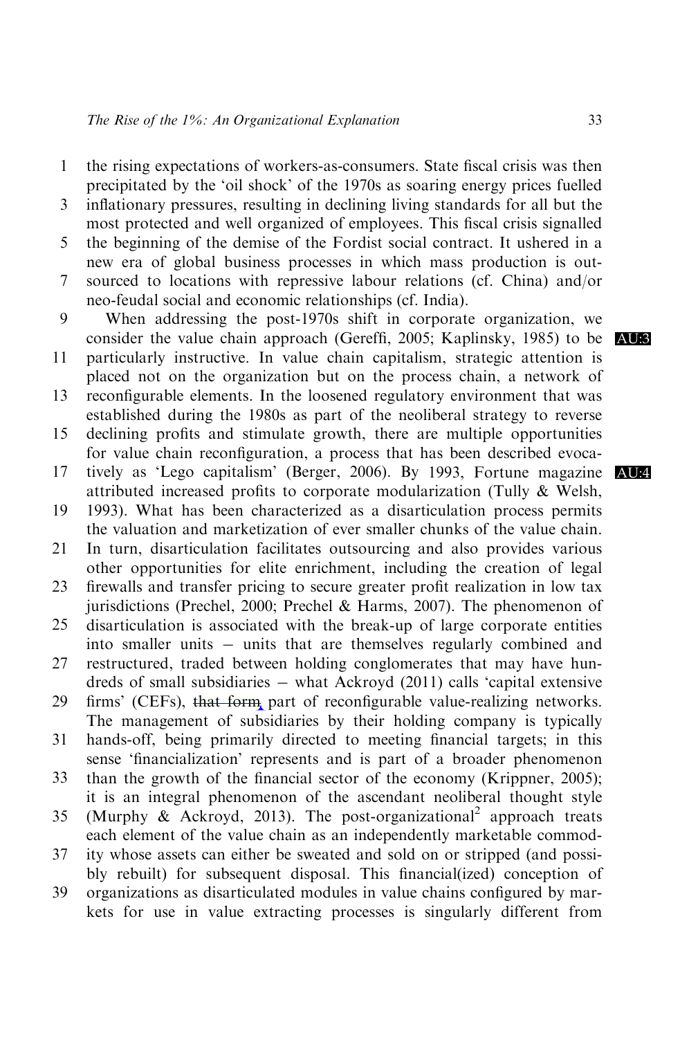the rising expectations of workers-as-consumers. State fiscal crisis was then precipitated by the 'oil shock' of the 1970s as soaring energy prices fuelled inflationary pressures, resulting in declining living standards for all but the most protected and well organized of employees. This fiscal crisis signalled the beginning of the demise of the Fordist social contract. It ushered in a new era of global business processes in which mass production is outsourced to locations with repressive labour relations (cf. China) and/or neo-feudal social and economic relationships (cf. India).

When addressing the post-1970s shift in corporate organization, we consider the value chain approach (Gereffi, 2005; Kaplinsky, 1985) to be particularly instructive. In value chain capitalism, strategic attention is placed not on the organization but on the process chain, a network of reconfigurable elements. In the loosened regulatory environment that was established during the 1980s as part of the neoliberal strategy to reverse declining profits and stimulate growth, there are multiple opportunities for value chain reconfiguration, a process that has been described evocatively as 'Lego capitalism' (Berger, 2006). By 1993, Fortune magazine attributed increased profits to corporate modularization (Tully & Welsh, 1993). What has been characterized as a disarticulation process permits the valuation and marketization of ever smaller chunks of the value chain. In turn, disarticulation facilitates outsourcing and also provides various other opportunities for elite enrichment, including the creation of legal firewalls and transfer pricing to secure greater profit realization in low tax jurisdictions (Prechel, 2000; Prechel & Harms, 2007). The phenomenon of disarticulation is associated with the break-up of large corporate entities into smaller units – units that are themselves regularly combined and restructured, traded between holding conglomerates that may have hundreds of small subsidiaries – what Ackroyd (2011) calls 'capital extensive firms' (CEFs), that form part of reconfigurable value-realizing networks. The management of subsidiaries by their holding company is typically hands-off, being primarily directed to meeting financial targets; in this sense 'financialization' represents and is part of a broader phenomenon than the growth of the financial sector of the economy (Krippner, 2005); it is an integral phenomenon of the ascendant neoliberal thought style (Murphy & Ackroyd, 2013). The post-organizational[2] approach treats each element of the value chain as an independently marketable commodity whose assets can either be sweated and sold on or stripped (and possibly rebuilt) for subsequent disposal. This financial(ized) conception of organizations as disarticulated modules in value chains configured by markets for use in value extracting processes is singularly different from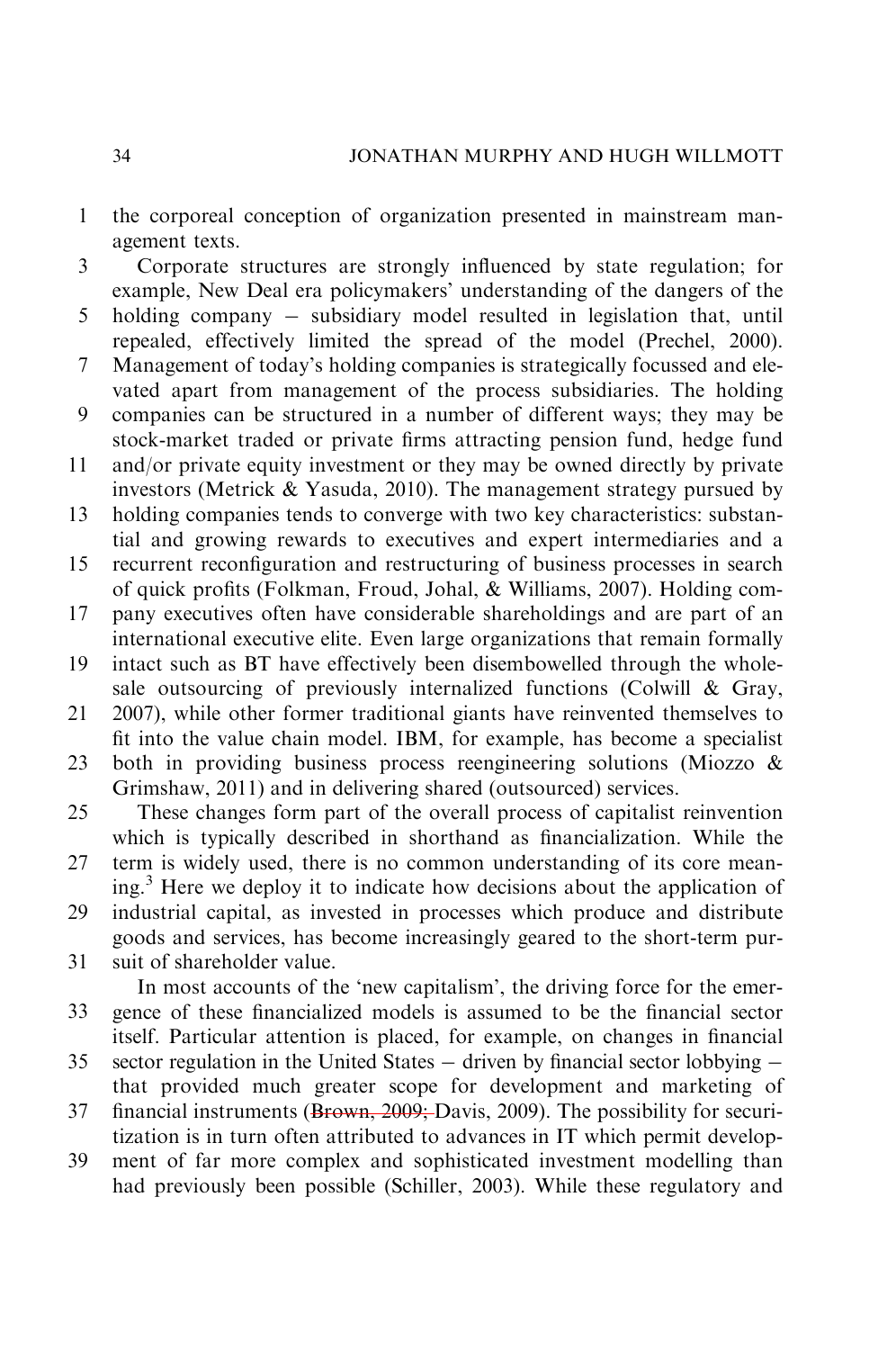the corporeal conception of organization presented in mainstream management texts.

Corporate structures are strongly influenced by state regulation; for example, New Deal era policymakers' understanding of the dangers of the holding company – subsidiary model resulted in legislation that, until repealed, effectively limited the spread of the model (Prechel, 2000). Management of today's holding companies is strategically focussed and elevated apart from management of the process subsidiaries. The holding companies can be structured in a number of different ways; they may be stock-market traded or private firms attracting pension fund, hedge fund and/or private equity investment or they may be owned directly by private investors (Metrick & Yasuda, 2010). The management strategy pursued by holding companies tends to converge with two key characteristics: substantial and growing rewards to executives and expert intermediaries and a recurrent reconfiguration and restructuring of business processes in search of quick profits (Folkman, Froud, Johal, & Williams, 2007). Holding company executives often have considerable shareholdings and are part of an international executive elite. Even large organizations that remain formally intact such as BT have effectively been disembowelled through the wholesale outsourcing of previously internalized functions (Colwill & Gray, 2007), while other former traditional giants have reinvented themselves to fit into the value chain model. IBM, for example, has become a specialist both in providing business process reengineering solutions (Miozzo & Grimshaw, 2011) and in delivering shared (outsourced) services.

These changes form part of the overall process of capitalist reinvention which is typically described in shorthand as financialization. While the term is widely used, there is no common understanding of its core meaning.[3] Here we deploy it to indicate how decisions about the application of industrial capital, as invested in processes which produce and distribute goods and services, has become increasingly geared to the short-term pursuit of shareholder value.

In most accounts of the 'new capitalism', the driving force for the emergence of these financialized models is assumed to be the financial sector itself. Particular attention is placed, for example, on changes in financial sector regulation in the United States – driven by financial sector lobbying – that provided much greater scope for development and marketing of financial instruments (~~Brown, 2009;~~ Davis, 2009). The possibility for securitization is in turn often attributed to advances in IT which permit development of far more complex and sophisticated investment modelling than had previously been possible (Schiller, 2003). While these regulatory and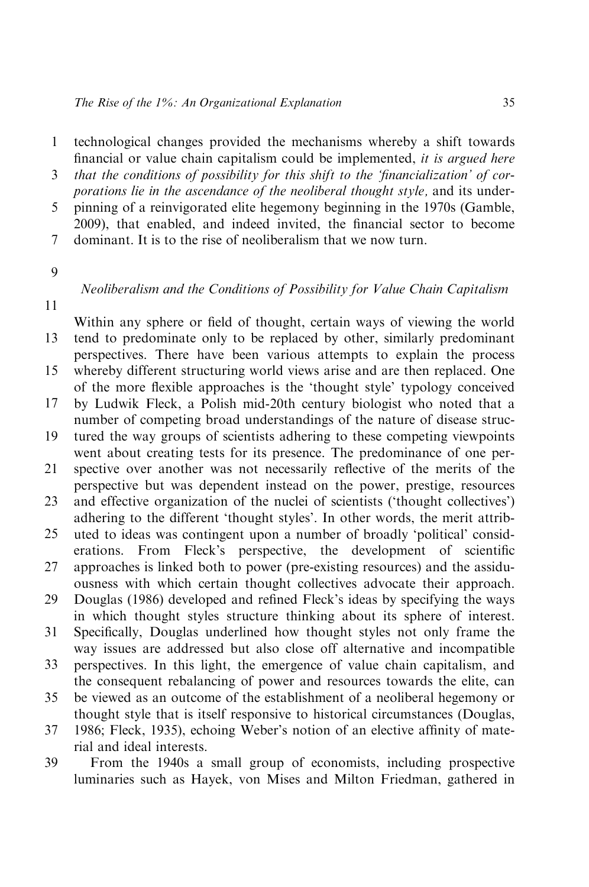technological changes provided the mechanisms whereby a shift towards financial or value chain capitalism could be implemented, *it is argued here that the conditions of possibility for this shift to the 'financialization' of corporations lie in the ascendance of the neoliberal thought style,* and its underpinning of a reinvigorated elite hegemony beginning in the 1970s (Gamble, 2009), that enabled, and indeed invited, the financial sector to become dominant. It is to the rise of neoliberalism that we now turn.

### *Neoliberalism and the Conditions of Possibility for Value Chain Capitalism*

Within any sphere or field of thought, certain ways of viewing the world tend to predominate only to be replaced by other, similarly predominant perspectives. There have been various attempts to explain the process whereby different structuring world views arise and are then replaced. One of the more flexible approaches is the 'thought style' typology conceived by Ludwik Fleck, a Polish mid-20th century biologist who noted that a number of competing broad understandings of the nature of disease structured the way groups of scientists adhering to these competing viewpoints went about creating tests for its presence. The predominance of one perspective over another was not necessarily reflective of the merits of the perspective but was dependent instead on the power, prestige, resources and effective organization of the nuclei of scientists ('thought collectives') adhering to the different 'thought styles'. In other words, the merit attributed to ideas was contingent upon a number of broadly 'political' considerations. From Fleck's perspective, the development of scientific approaches is linked both to power (pre-existing resources) and the assiduousness with which certain thought collectives advocate their approach. Douglas (1986) developed and refined Fleck's ideas by specifying the ways in which thought styles structure thinking about its sphere of interest. Specifically, Douglas underlined how thought styles not only frame the way issues are addressed but also close off alternative and incompatible perspectives. In this light, the emergence of value chain capitalism, and the consequent rebalancing of power and resources towards the elite, can be viewed as an outcome of the establishment of a neoliberal hegemony or thought style that is itself responsive to historical circumstances (Douglas, 1986; Fleck, 1935), echoing Weber's notion of an elective affinity of material and ideal interests.

From the 1940s a small group of economists, including prospective luminaries such as Hayek, von Mises and Milton Friedman, gathered in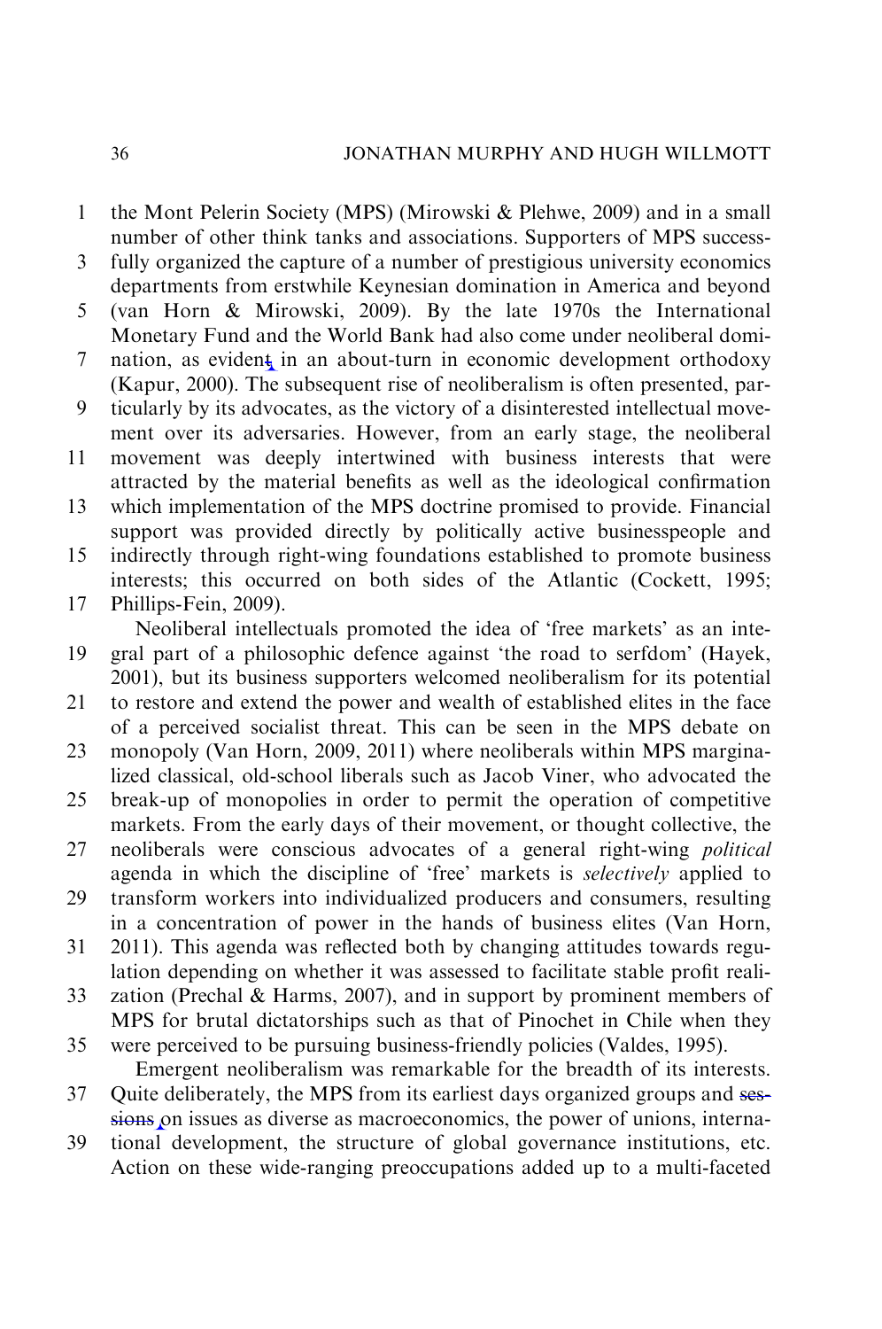the Mont Pelerin Society (MPS) (Mirowski & Plehwe, 2009) and in a small number of other think tanks and associations. Supporters of MPS successfully organized the capture of a number of prestigious university economics departments from erstwhile Keynesian domination in America and beyond (van Horn & Mirowski, 2009). By the late 1970s the International Monetary Fund and the World Bank had also come under neoliberal domination, as evident in an about-turn in economic development orthodoxy (Kapur, 2000). The subsequent rise of neoliberalism is often presented, particularly by its advocates, as the victory of a disinterested intellectual movement over its adversaries. However, from an early stage, the neoliberal movement was deeply intertwined with business interests that were attracted by the material benefits as well as the ideological confirmation which implementation of the MPS doctrine promised to provide. Financial support was provided directly by politically active businesspeople and indirectly through right-wing foundations established to promote business interests; this occurred on both sides of the Atlantic (Cockett, 1995; Phillips-Fein, 2009).

Neoliberal intellectuals promoted the idea of 'free markets' as an integral part of a philosophic defence against 'the road to serfdom' (Hayek, 2001), but its business supporters welcomed neoliberalism for its potential to restore and extend the power and wealth of established elites in the face of a perceived socialist threat. This can be seen in the MPS debate on monopoly (Van Horn, 2009, 2011) where neoliberals within MPS marginalized classical, old-school liberals such as Jacob Viner, who advocated the break-up of monopolies in order to permit the operation of competitive markets. From the early days of their movement, or thought collective, the neoliberals were conscious advocates of a general right-wing *political* agenda in which the discipline of 'free' markets is *selectively* applied to transform workers into individualized producers and consumers, resulting in a concentration of power in the hands of business elites (Van Horn, 2011). This agenda was reflected both by changing attitudes towards regulation depending on whether it was assessed to facilitate stable profit realization (Prechal & Harms, 2007), and in support by prominent members of MPS for brutal dictatorships such as that of Pinochet in Chile when they were perceived to be pursuing business-friendly policies (Valdes, 1995).

Emergent neoliberalism was remarkable for the breadth of its interests. Quite deliberately, the MPS from its earliest days organized groups and sessions on issues as diverse as macroeconomics, the power of unions, international development, the structure of global governance institutions, etc. Action on these wide-ranging preoccupations added up to a multi-faceted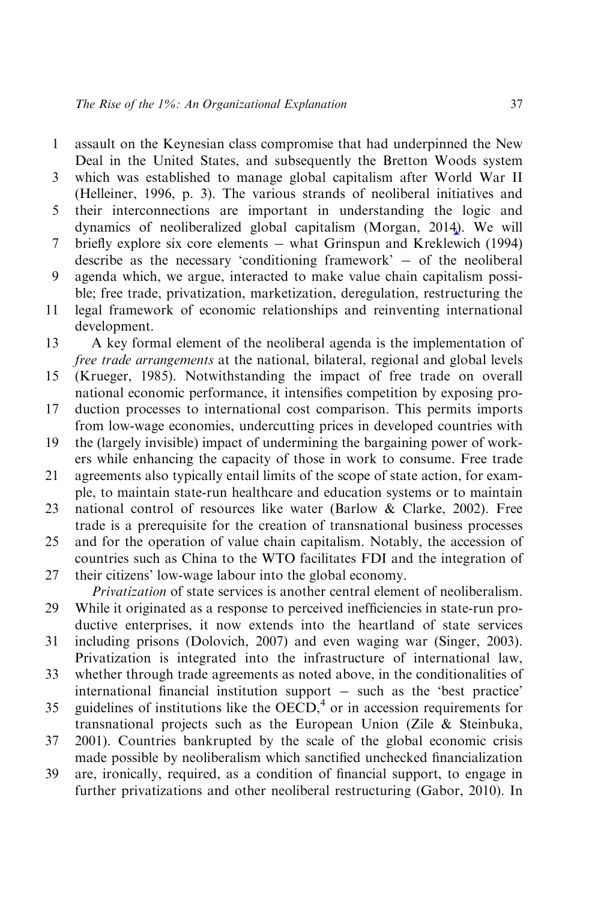assault on the Keynesian class compromise that had underpinned the New Deal in the United States, and subsequently the Bretton Woods system which was established to manage global capitalism after World War II (Helleiner, 1996, p. 3). The various strands of neoliberal initiatives and their interconnections are important in understanding the logic and dynamics of neoliberalized global capitalism (Morgan, 2014). We will briefly explore six core elements – what Grinspun and Kreklewich (1994) describe as the necessary 'conditioning framework' – of the neoliberal agenda which, we argue, interacted to make value chain capitalism possible; free trade, privatization, marketization, deregulation, restructuring the legal framework of economic relationships and reinventing international development.

A key formal element of the neoliberal agenda is the implementation of *free trade arrangements* at the national, bilateral, regional and global levels (Krueger, 1985). Notwithstanding the impact of free trade on overall national economic performance, it intensifies competition by exposing production processes to international cost comparison. This permits imports from low-wage economies, undercutting prices in developed countries with the (largely invisible) impact of undermining the bargaining power of workers while enhancing the capacity of those in work to consume. Free trade agreements also typically entail limits of the scope of state action, for example, to maintain state-run healthcare and education systems or to maintain national control of resources like water (Barlow & Clarke, 2002). Free trade is a prerequisite for the creation of transnational business processes and for the operation of value chain capitalism. Notably, the accession of countries such as China to the WTO facilitates FDI and the integration of their citizens' low-wage labour into the global economy.

*Privatization* of state services is another central element of neoliberalism. While it originated as a response to perceived inefficiencies in state-run productive enterprises, it now extends into the heartland of state services including prisons (Dolovich, 2007) and even waging war (Singer, 2003). Privatization is integrated into the infrastructure of international law, whether through trade agreements as noted above, in the conditionalities of international financial institution support – such as the 'best practice' guidelines of institutions like the OECD,[4] or in accession requirements for transnational projects such as the European Union (Zile & Steinbuka, 2001). Countries bankrupted by the scale of the global economic crisis made possible by neoliberalism which sanctified unchecked financialization are, ironically, required, as a condition of financial support, to engage in further privatizations and other neoliberal restructuring (Gabor, 2010). In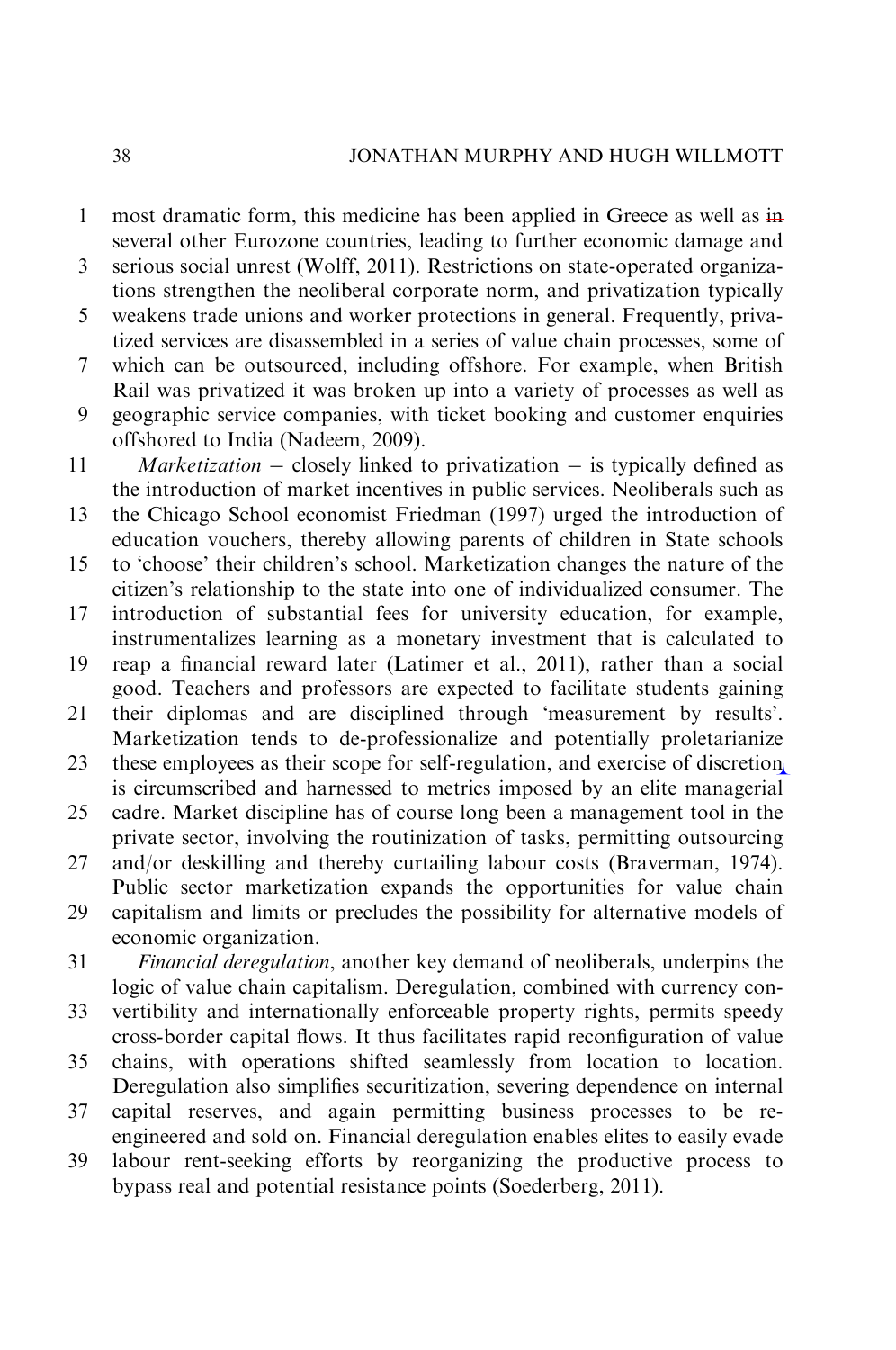most dramatic form, this medicine has been applied in Greece as well as in several other Eurozone countries, leading to further economic damage and serious social unrest (Wolff, 2011). Restrictions on state-operated organizations strengthen the neoliberal corporate norm, and privatization typically weakens trade unions and worker protections in general. Frequently, privatized services are disassembled in a series of value chain processes, some of which can be outsourced, including offshore. For example, when British Rail was privatized it was broken up into a variety of processes as well as geographic service companies, with ticket booking and customer enquiries offshored to India (Nadeem, 2009).

*Marketization* – closely linked to privatization – is typically defined as the introduction of market incentives in public services. Neoliberals such as the Chicago School economist Friedman (1997) urged the introduction of education vouchers, thereby allowing parents of children in State schools to 'choose' their children's school. Marketization changes the nature of the citizen's relationship to the state into one of individualized consumer. The introduction of substantial fees for university education, for example, instrumentalizes learning as a monetary investment that is calculated to reap a financial reward later (Latimer et al., 2011), rather than a social good. Teachers and professors are expected to facilitate students gaining their diplomas and are disciplined through 'measurement by results'. Marketization tends to de-professionalize and potentially proletarianize these employees as their scope for self-regulation, and exercise of discretion is circumscribed and harnessed to metrics imposed by an elite managerial cadre. Market discipline has of course long been a management tool in the private sector, involving the routinization of tasks, permitting outsourcing and/or deskilling and thereby curtailing labour costs (Braverman, 1974). Public sector marketization expands the opportunities for value chain capitalism and limits or precludes the possibility for alternative models of economic organization.

*Financial deregulation*, another key demand of neoliberals, underpins the logic of value chain capitalism. Deregulation, combined with currency convertibility and internationally enforceable property rights, permits speedy cross-border capital flows. It thus facilitates rapid reconfiguration of value chains, with operations shifted seamlessly from location to location. Deregulation also simplifies securitization, severing dependence on internal capital reserves, and again permitting business processes to be re-engineered and sold on. Financial deregulation enables elites to easily evade labour rent-seeking efforts by reorganizing the productive process to bypass real and potential resistance points (Soederberg, 2011).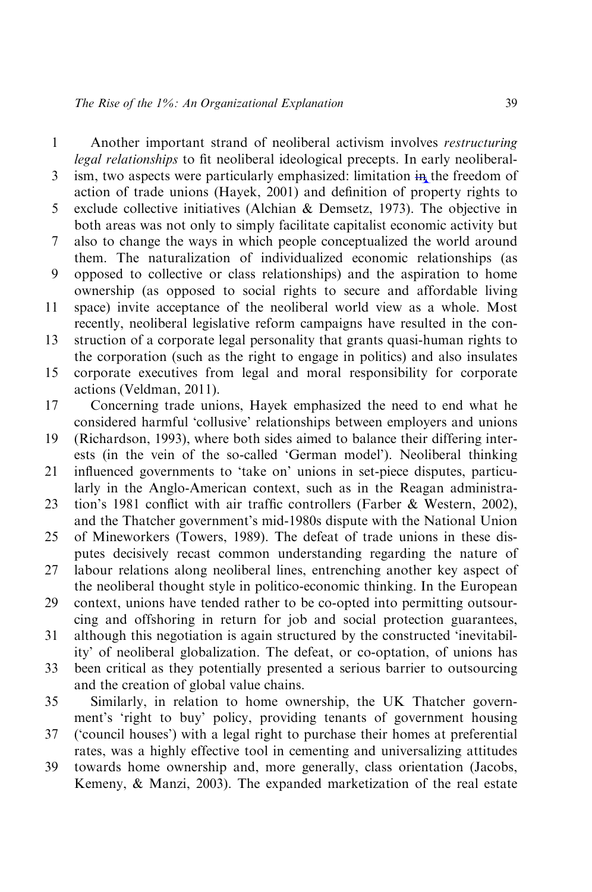Another important strand of neoliberal activism involves *restructuring legal relationships* to fit neoliberal ideological precepts. In early neoliberalism, two aspects were particularly emphasized: limitation in the freedom of action of trade unions (Hayek, 2001) and definition of property rights to exclude collective initiatives (Alchian & Demsetz, 1973). The objective in both areas was not only to simply facilitate capitalist economic activity but also to change the ways in which people conceptualized the world around them. The naturalization of individualized economic relationships (as opposed to collective or class relationships) and the aspiration to home ownership (as opposed to social rights to secure and affordable living space) invite acceptance of the neoliberal world view as a whole. Most recently, neoliberal legislative reform campaigns have resulted in the construction of a corporate legal personality that grants quasi-human rights to the corporation (such as the right to engage in politics) and also insulates corporate executives from legal and moral responsibility for corporate actions (Veldman, 2011).

Concerning trade unions, Hayek emphasized the need to end what he considered harmful 'collusive' relationships between employers and unions (Richardson, 1993), where both sides aimed to balance their differing interests (in the vein of the so-called 'German model'). Neoliberal thinking influenced governments to 'take on' unions in set-piece disputes, particularly in the Anglo-American context, such as in the Reagan administration's 1981 conflict with air traffic controllers (Farber & Western, 2002), and the Thatcher government's mid-1980s dispute with the National Union of Mineworkers (Towers, 1989). The defeat of trade unions in these disputes decisively recast common understanding regarding the nature of labour relations along neoliberal lines, entrenching another key aspect of the neoliberal thought style in politico-economic thinking. In the European context, unions have tended rather to be co-opted into permitting outsourcing and offshoring in return for job and social protection guarantees, although this negotiation is again structured by the constructed 'inevitability' of neoliberal globalization. The defeat, or co-optation, of unions has been critical as they potentially presented a serious barrier to outsourcing and the creation of global value chains.

Similarly, in relation to home ownership, the UK Thatcher government's 'right to buy' policy, providing tenants of government housing ('council houses') with a legal right to purchase their homes at preferential rates, was a highly effective tool in cementing and universalizing attitudes towards home ownership and, more generally, class orientation (Jacobs, Kemeny, & Manzi, 2003). The expanded marketization of the real estate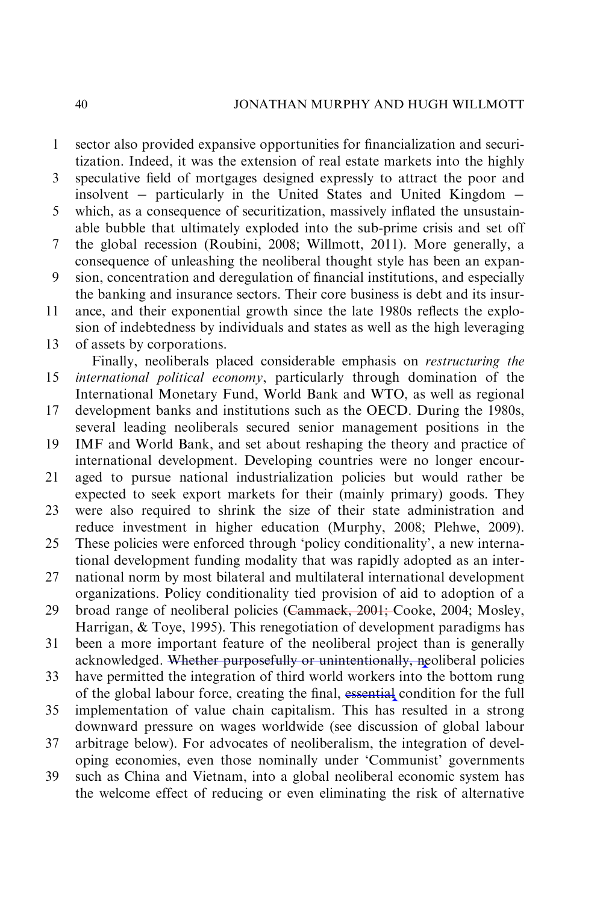sector also provided expansive opportunities for financialization and securitization. Indeed, it was the extension of real estate markets into the highly speculative field of mortgages designed expressly to attract the poor and insolvent – particularly in the United States and United Kingdom – which, as a consequence of securitization, massively inflated the unsustainable bubble that ultimately exploded into the sub-prime crisis and set off the global recession (Roubini, 2008; Willmott, 2011). More generally, a consequence of unleashing the neoliberal thought style has been an expansion, concentration and deregulation of financial institutions, and especially the banking and insurance sectors. Their core business is debt and its insurance, and their exponential growth since the late 1980s reflects the explosion of indebtedness by individuals and states as well as the high leveraging of assets by corporations.

Finally, neoliberals placed considerable emphasis on *restructuring the international political economy*, particularly through domination of the International Monetary Fund, World Bank and WTO, as well as regional development banks and institutions such as the OECD. During the 1980s, several leading neoliberals secured senior management positions in the IMF and World Bank, and set about reshaping the theory and practice of international development. Developing countries were no longer encouraged to pursue national industrialization policies but would rather be expected to seek export markets for their (mainly primary) goods. They were also required to shrink the size of their state administration and reduce investment in higher education (Murphy, 2008; Plehwe, 2009). These policies were enforced through 'policy conditionality', a new international development funding modality that was rapidly adopted as an international norm by most bilateral and multilateral international development organizations. Policy conditionality tied provision of aid to adoption of a broad range of neoliberal policies (~~Cammack, 2001;~~ Cooke, 2004; Mosley, Harrigan, & Toye, 1995). This renegotiation of development paradigms has been a more important feature of the neoliberal project than is generally acknowledged. ~~Whether purposefully or unintentionally, n~~eoliberal policies have permitted the integration of third world workers into the bottom rung of the global labour force, creating the final, ~~essential~~ condition for the full implementation of value chain capitalism. This has resulted in a strong downward pressure on wages worldwide (see discussion of global labour arbitrage below). For advocates of neoliberalism, the integration of developing economies, even those nominally under 'Communist' governments such as China and Vietnam, into a global neoliberal economic system has the welcome effect of reducing or even eliminating the risk of alternative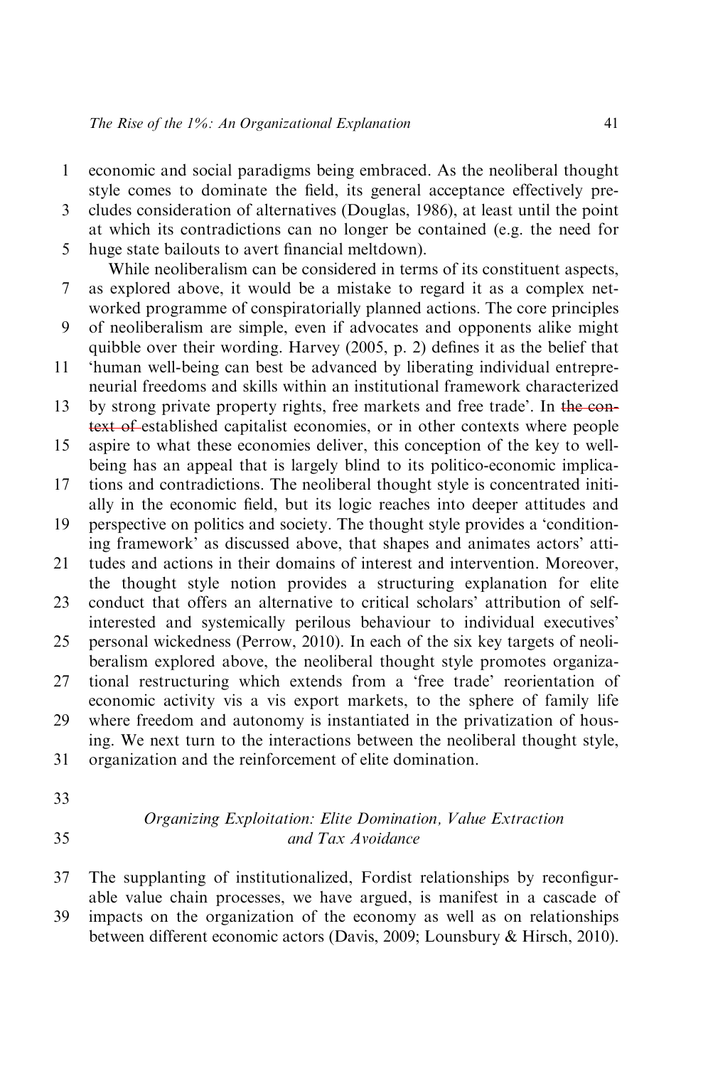economic and social paradigms being embraced. As the neoliberal thought style comes to dominate the field, its general acceptance effectively precludes consideration of alternatives (Douglas, 1986), at least until the point at which its contradictions can no longer be contained (e.g. the need for huge state bailouts to avert financial meltdown).

While neoliberalism can be considered in terms of its constituent aspects, as explored above, it would be a mistake to regard it as a complex networked programme of conspiratorially planned actions. The core principles of neoliberalism are simple, even if advocates and opponents alike might quibble over their wording. Harvey (2005, p. 2) defines it as the belief that 'human well-being can best be advanced by liberating individual entrepreneurial freedoms and skills within an institutional framework characterized by strong private property rights, free markets and free trade'. In ~~the context of~~ established capitalist economies, or in other contexts where people aspire to what these economies deliver, this conception of the key to well-being has an appeal that is largely blind to its politico-economic implications and contradictions. The neoliberal thought style is concentrated initially in the economic field, but its logic reaches into deeper attitudes and perspective on politics and society. The thought style provides a 'conditioning framework' as discussed above, that shapes and animates actors' attitudes and actions in their domains of interest and intervention. Moreover, the thought style notion provides a structuring explanation for elite conduct that offers an alternative to critical scholars' attribution of self-interested and systemically perilous behaviour to individual executives' personal wickedness (Perrow, 2010). In each of the six key targets of neoliberalism explored above, the neoliberal thought style promotes organizational restructuring which extends from a 'free trade' reorientation of economic activity vis a vis export markets, to the sphere of family life where freedom and autonomy is instantiated in the privatization of housing. We next turn to the interactions between the neoliberal thought style, organization and the reinforcement of elite domination.

### *Organizing Exploitation: Elite Domination, Value Extraction and Tax Avoidance*

The supplanting of institutionalized, Fordist relationships by reconfigurable value chain processes, we have argued, is manifest in a cascade of impacts on the organization of the economy as well as on relationships between different economic actors (Davis, 2009; Lounsbury & Hirsch, 2010).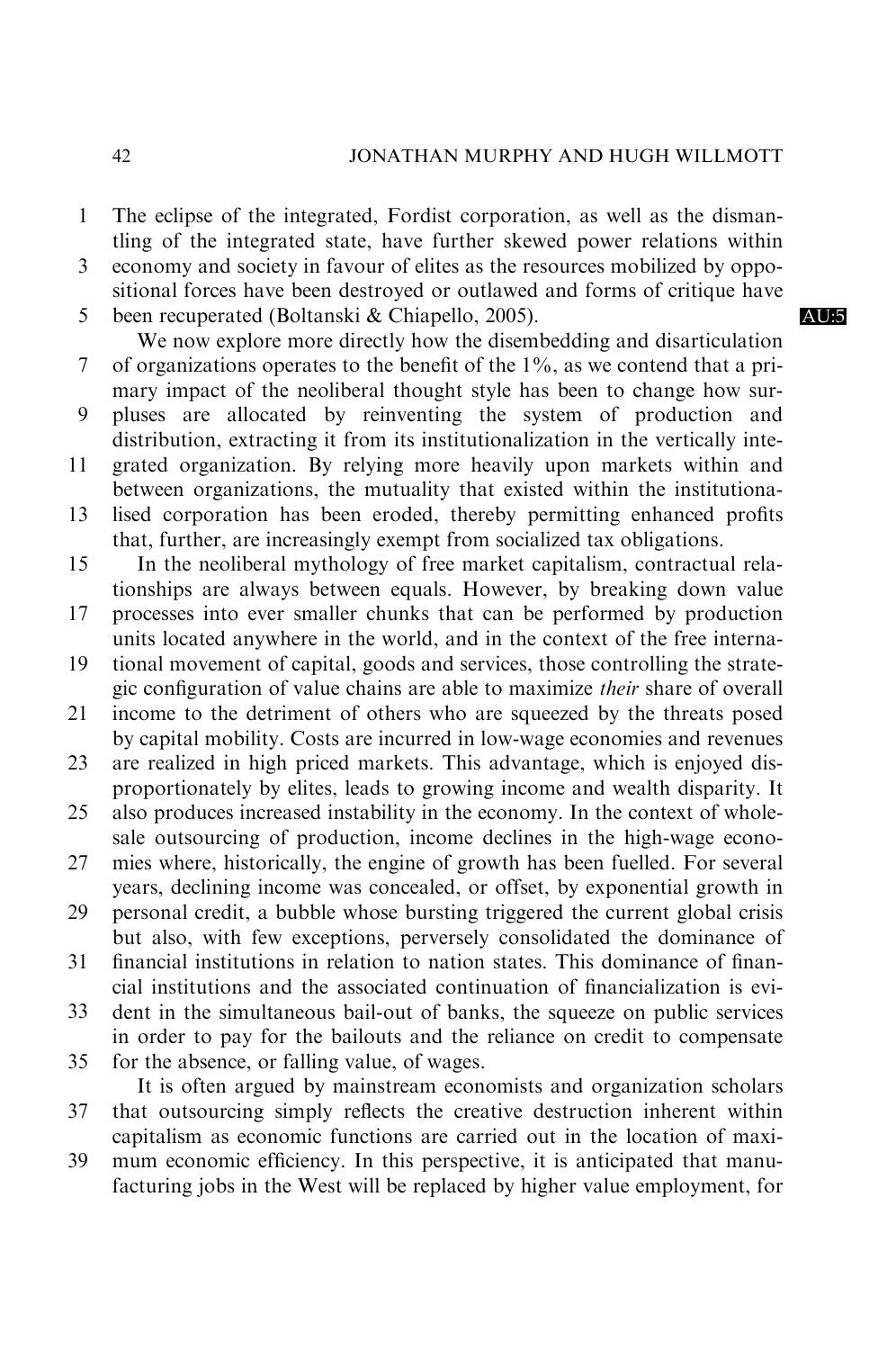The eclipse of the integrated, Fordist corporation, as well as the dismantling of the integrated state, have further skewed power relations within economy and society in favour of elites as the resources mobilized by oppositional forces have been destroyed or outlawed and forms of critique have been recuperated (Boltanski & Chiapello, 2005).

We now explore more directly how the disembedding and disarticulation of organizations operates to the benefit of the 1%, as we contend that a primary impact of the neoliberal thought style has been to change how surpluses are allocated by reinventing the system of production and distribution, extracting it from its institutionalization in the vertically integrated organization. By relying more heavily upon markets within and between organizations, the mutuality that existed within the institutionalised corporation has been eroded, thereby permitting enhanced profits that, further, are increasingly exempt from socialized tax obligations.

In the neoliberal mythology of free market capitalism, contractual relationships are always between equals. However, by breaking down value processes into ever smaller chunks that can be performed by production units located anywhere in the world, and in the context of the free international movement of capital, goods and services, those controlling the strategic configuration of value chains are able to maximize *their* share of overall income to the detriment of others who are squeezed by the threats posed by capital mobility. Costs are incurred in low-wage economies and revenues are realized in high priced markets. This advantage, which is enjoyed disproportionately by elites, leads to growing income and wealth disparity. It also produces increased instability in the economy. In the context of wholesale outsourcing of production, income declines in the high-wage economies where, historically, the engine of growth has been fuelled. For several years, declining income was concealed, or offset, by exponential growth in personal credit, a bubble whose bursting triggered the current global crisis but also, with few exceptions, perversely consolidated the dominance of financial institutions in relation to nation states. This dominance of financial institutions and the associated continuation of financialization is evident in the simultaneous bail-out of banks, the squeeze on public services in order to pay for the bailouts and the reliance on credit to compensate for the absence, or falling value, of wages.

It is often argued by mainstream economists and organization scholars that outsourcing simply reflects the creative destruction inherent within capitalism as economic functions are carried out in the location of maximum economic efficiency. In this perspective, it is anticipated that manufacturing jobs in the West will be replaced by higher value employment, for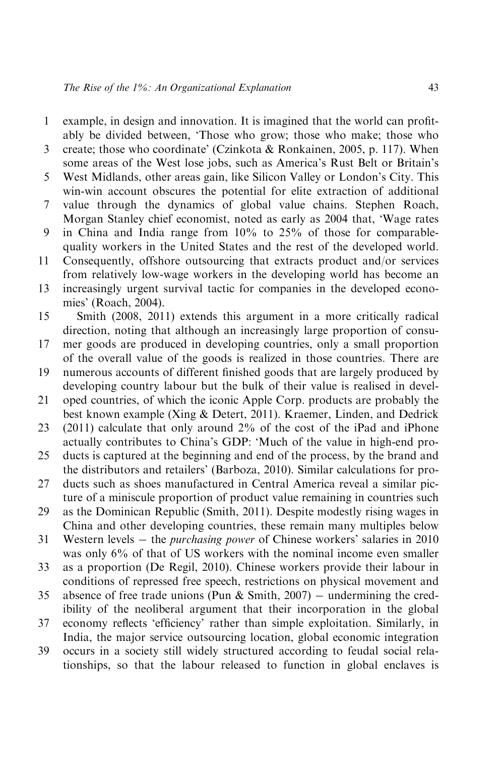example, in design and innovation. It is imagined that the world can profitably be divided between, 'Those who grow; those who make; those who create; those who coordinate' (Czinkota & Ronkainen, 2005, p. 117). When some areas of the West lose jobs, such as America's Rust Belt or Britain's West Midlands, other areas gain, like Silicon Valley or London's City. This win-win account obscures the potential for elite extraction of additional value through the dynamics of global value chains. Stephen Roach, Morgan Stanley chief economist, noted as early as 2004 that, 'Wage rates in China and India range from 10% to 25% of those for comparable-quality workers in the United States and the rest of the developed world. Consequently, offshore outsourcing that extracts product and/or services from relatively low-wage workers in the developing world has become an increasingly urgent survival tactic for companies in the developed economies' (Roach, 2004).

Smith (2008, 2011) extends this argument in a more critically radical direction, noting that although an increasingly large proportion of consumer goods are produced in developing countries, only a small proportion of the overall value of the goods is realized in those countries. There are numerous accounts of different finished goods that are largely produced by developing country labour but the bulk of their value is realised in developed countries, of which the iconic Apple Corp. products are probably the best known example (Xing & Detert, 2011). Kraemer, Linden, and Dedrick (2011) calculate that only around 2% of the cost of the iPad and iPhone actually contributes to China's GDP: 'Much of the value in high-end products is captured at the beginning and end of the process, by the brand and the distributors and retailers' (Barboza, 2010). Similar calculations for products such as shoes manufactured in Central America reveal a similar picture of a miniscule proportion of product value remaining in countries such as the Dominican Republic (Smith, 2011). Despite modestly rising wages in China and other developing countries, these remain many multiples below Western levels – the *purchasing power* of Chinese workers' salaries in 2010 was only 6% of that of US workers with the nominal income even smaller as a proportion (De Regil, 2010). Chinese workers provide their labour in conditions of repressed free speech, restrictions on physical movement and absence of free trade unions (Pun & Smith, 2007) – undermining the credibility of the neoliberal argument that their incorporation in the global economy reflects 'efficiency' rather than simple exploitation. Similarly, in India, the major service outsourcing location, global economic integration occurs in a society still widely structured according to feudal social relationships, so that the labour released to function in global enclaves is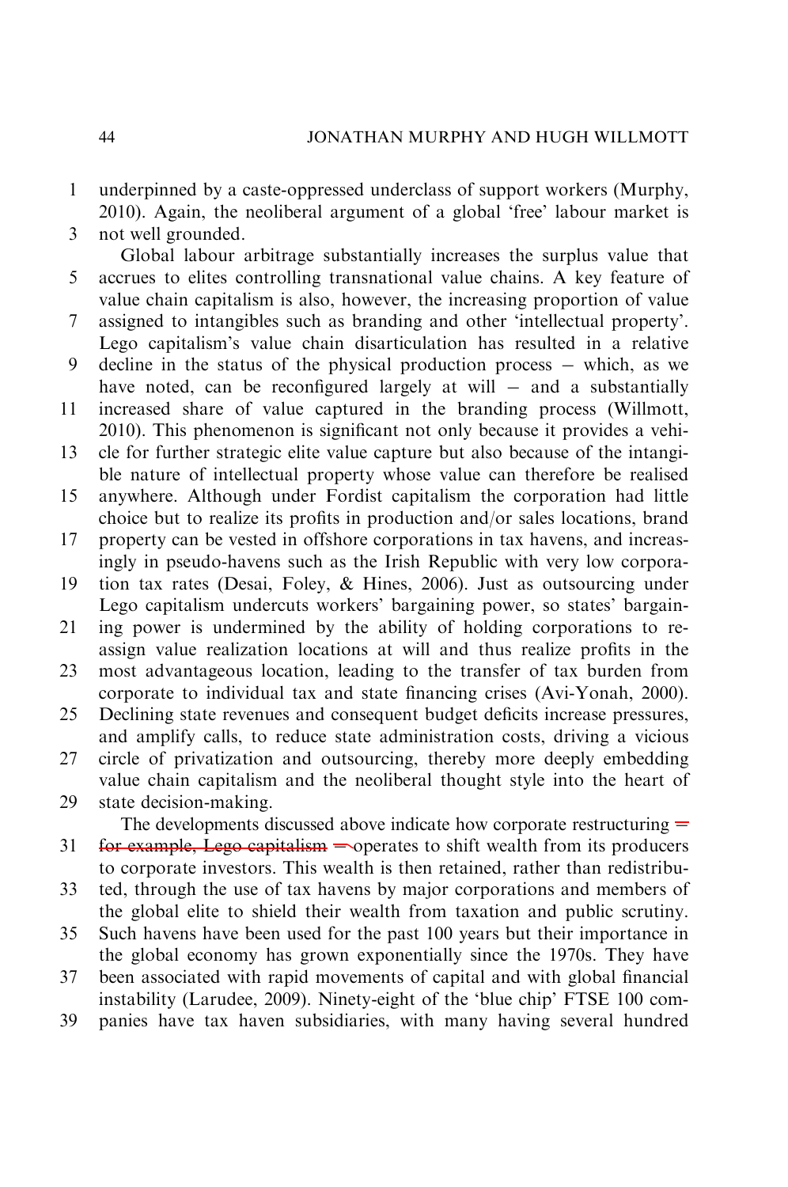underpinned by a caste-oppressed underclass of support workers (Murphy, 2010). Again, the neoliberal argument of a global 'free' labour market is not well grounded.

Global labour arbitrage substantially increases the surplus value that accrues to elites controlling transnational value chains. A key feature of value chain capitalism is also, however, the increasing proportion of value assigned to intangibles such as branding and other 'intellectual property'. Lego capitalism's value chain disarticulation has resulted in a relative decline in the status of the physical production process – which, as we have noted, can be reconfigured largely at will – and a substantially increased share of value captured in the branding process (Willmott, 2010). This phenomenon is significant not only because it provides a vehicle for further strategic elite value capture but also because of the intangible nature of intellectual property whose value can therefore be realised anywhere. Although under Fordist capitalism the corporation had little choice but to realize its profits in production and/or sales locations, brand property can be vested in offshore corporations in tax havens, and increasingly in pseudo-havens such as the Irish Republic with very low corporation tax rates (Desai, Foley, & Hines, 2006). Just as outsourcing under Lego capitalism undercuts workers' bargaining power, so states' bargaining power is undermined by the ability of holding corporations to reassign value realization locations at will and thus realize profits in the most advantageous location, leading to the transfer of tax burden from corporate to individual tax and state financing crises (Avi-Yonah, 2000). Declining state revenues and consequent budget deficits increase pressures, and amplify calls, to reduce state administration costs, driving a vicious circle of privatization and outsourcing, thereby more deeply embedding value chain capitalism and the neoliberal thought style into the heart of state decision-making.

The developments discussed above indicate how corporate restructuring ~~– for example, Lego capitalism –~~ operates to shift wealth from its producers to corporate investors. This wealth is then retained, rather than redistributed, through the use of tax havens by major corporations and members of the global elite to shield their wealth from taxation and public scrutiny. Such havens have been used for the past 100 years but their importance in the global economy has grown exponentially since the 1970s. They have been associated with rapid movements of capital and with global financial instability (Larudee, 2009). Ninety-eight of the 'blue chip' FTSE 100 companies have tax haven subsidiaries, with many having several hundred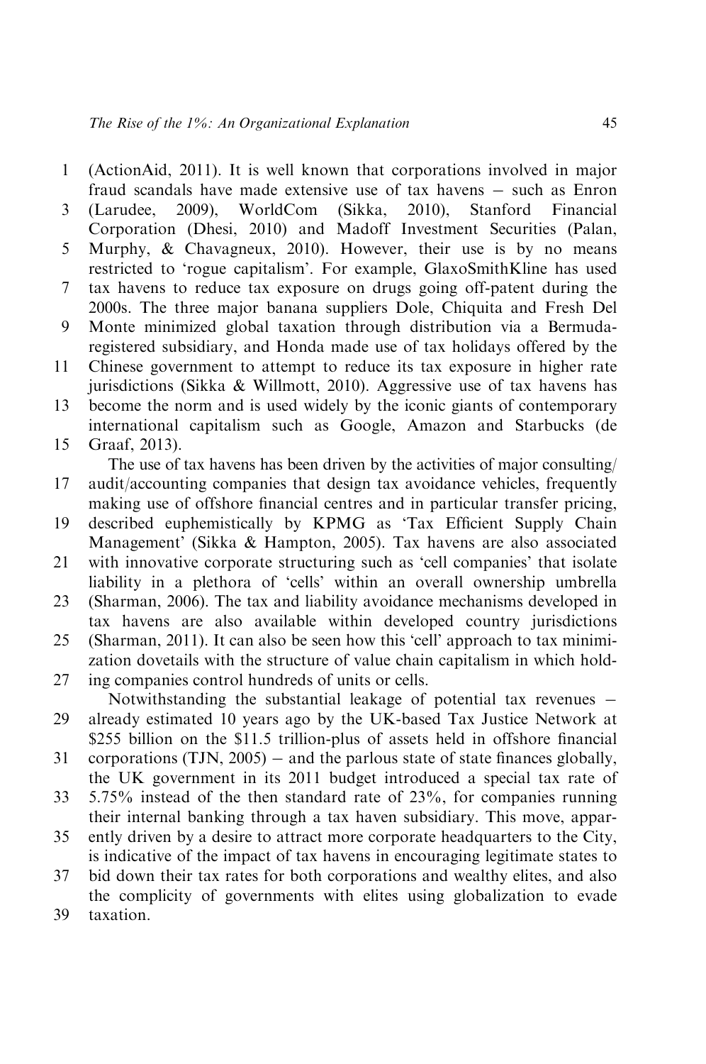(ActionAid, 2011). It is well known that corporations involved in major fraud scandals have made extensive use of tax havens – such as Enron (Larudee, 2009), WorldCom (Sikka, 2010), Stanford Financial Corporation (Dhesi, 2010) and Madoff Investment Securities (Palan, Murphy, & Chavagneux, 2010). However, their use is by no means restricted to 'rogue capitalism'. For example, GlaxoSmithKline has used tax havens to reduce tax exposure on drugs going off-patent during the 2000s. The three major banana suppliers Dole, Chiquita and Fresh Del Monte minimized global taxation through distribution via a Bermuda-registered subsidiary, and Honda made use of tax holidays offered by the Chinese government to attempt to reduce its tax exposure in higher rate jurisdictions (Sikka & Willmott, 2010). Aggressive use of tax havens has become the norm and is used widely by the iconic giants of contemporary international capitalism such as Google, Amazon and Starbucks (de Graaf, 2013).

The use of tax havens has been driven by the activities of major consulting/audit/accounting companies that design tax avoidance vehicles, frequently making use of offshore financial centres and in particular transfer pricing, described euphemistically by KPMG as 'Tax Efficient Supply Chain Management' (Sikka & Hampton, 2005). Tax havens are also associated with innovative corporate structuring such as 'cell companies' that isolate liability in a plethora of 'cells' within an overall ownership umbrella (Sharman, 2006). The tax and liability avoidance mechanisms developed in tax havens are also available within developed country jurisdictions (Sharman, 2011). It can also be seen how this 'cell' approach to tax minimization dovetails with the structure of value chain capitalism in which holding companies control hundreds of units or cells.

Notwithstanding the substantial leakage of potential tax revenues – already estimated 10 years ago by the UK-based Tax Justice Network at $255 billion on the $11.5 trillion-plus of assets held in offshore financial corporations (TJN, 2005) – and the parlous state of state finances globally, the UK government in its 2011 budget introduced a special tax rate of 5.75% instead of the then standard rate of 23%, for companies running their internal banking through a tax haven subsidiary. This move, apparently driven by a desire to attract more corporate headquarters to the City, is indicative of the impact of tax havens in encouraging legitimate states to bid down their tax rates for both corporations and wealthy elites, and also the complicity of governments with elites using globalization to evade taxation.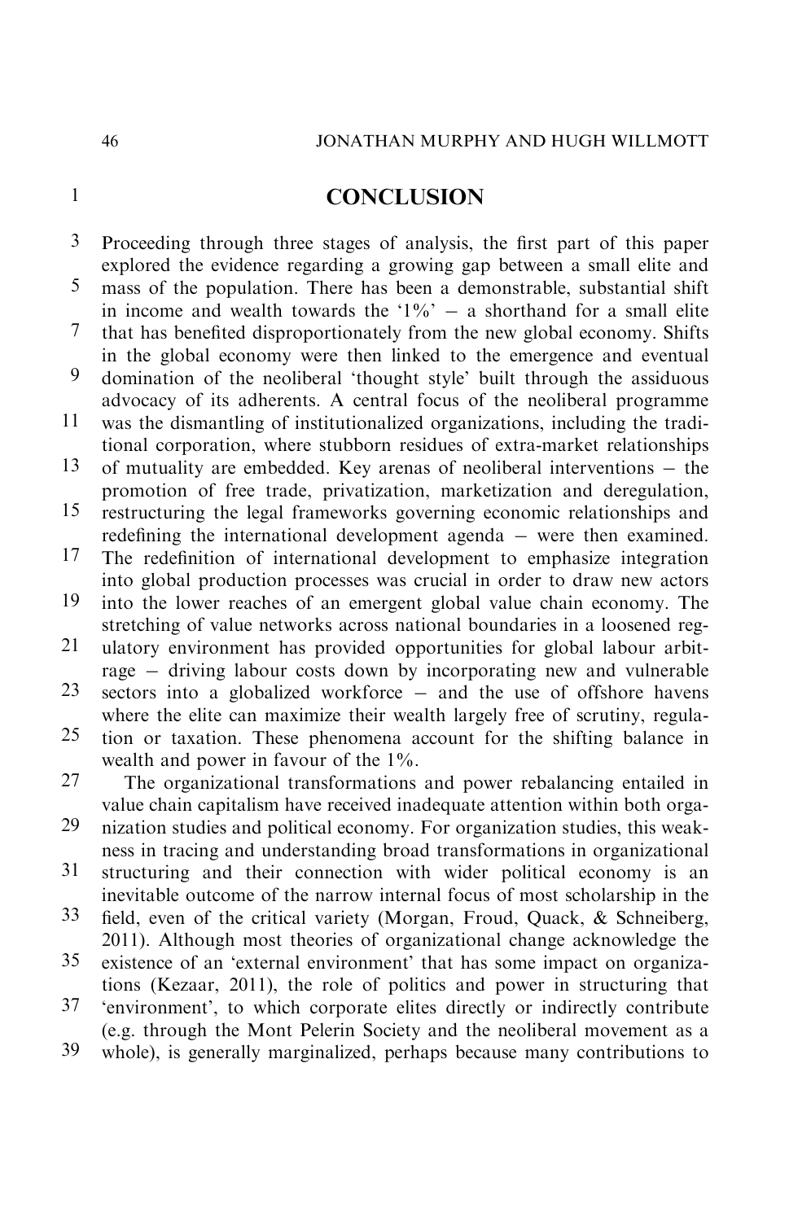## CONCLUSION

Proceeding through three stages of analysis, the first part of this paper explored the evidence regarding a growing gap between a small elite and mass of the population. There has been a demonstrable, substantial shift in income and wealth towards the '1%' – a shorthand for a small elite that has benefited disproportionately from the new global economy. Shifts in the global economy were then linked to the emergence and eventual domination of the neoliberal 'thought style' built through the assiduous advocacy of its adherents. A central focus of the neoliberal programme was the dismantling of institutionalized organizations, including the traditional corporation, where stubborn residues of extra-market relationships of mutuality are embedded. Key arenas of neoliberal interventions – the promotion of free trade, privatization, marketization and deregulation, restructuring the legal frameworks governing economic relationships and redefining the international development agenda – were then examined. The redefinition of international development to emphasize integration into global production processes was crucial in order to draw new actors into the lower reaches of an emergent global value chain economy. The stretching of value networks across national boundaries in a loosened regulatory environment has provided opportunities for global labour arbitrage – driving labour costs down by incorporating new and vulnerable sectors into a globalized workforce – and the use of offshore havens where the elite can maximize their wealth largely free of scrutiny, regulation or taxation. These phenomena account for the shifting balance in wealth and power in favour of the 1%.

The organizational transformations and power rebalancing entailed in value chain capitalism have received inadequate attention within both organization studies and political economy. For organization studies, this weakness in tracing and understanding broad transformations in organizational structuring and their connection with wider political economy is an inevitable outcome of the narrow internal focus of most scholarship in the field, even of the critical variety (Morgan, Froud, Quack, & Schneiberg, 2011). Although most theories of organizational change acknowledge the existence of an 'external environment' that has some impact on organizations (Kezaar, 2011), the role of politics and power in structuring that 'environment', to which corporate elites directly or indirectly contribute (e.g. through the Mont Pelerin Society and the neoliberal movement as a whole), is generally marginalized, perhaps because many contributions to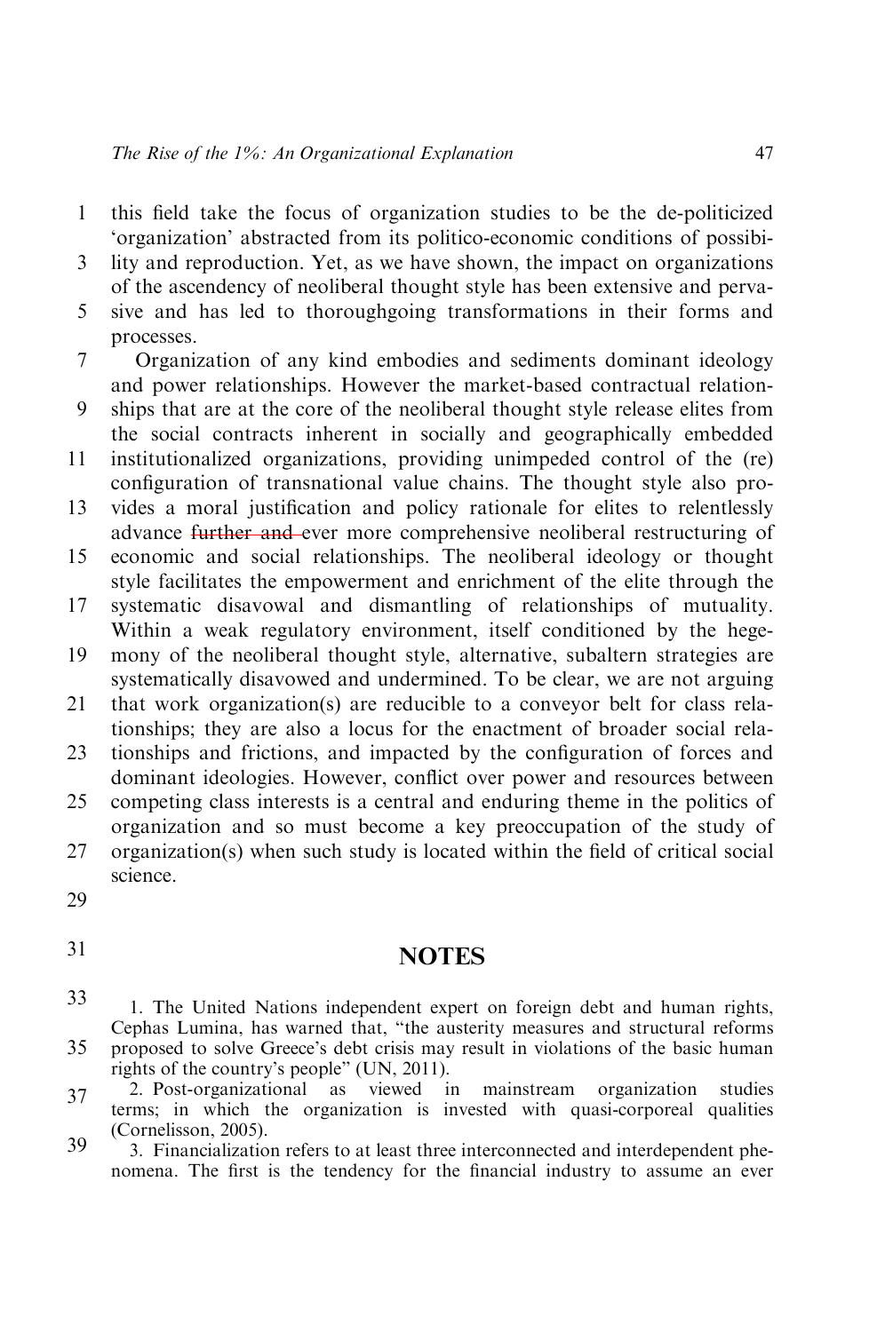this field take the focus of organization studies to be the de-politicized 'organization' abstracted from its politico-economic conditions of possibility and reproduction. Yet, as we have shown, the impact on organizations of the ascendency of neoliberal thought style has been extensive and pervasive and has led to thoroughgoing transformations in their forms and processes.

Organization of any kind embodies and sediments dominant ideology and power relationships. However the market-based contractual relationships that are at the core of the neoliberal thought style release elites from the social contracts inherent in socially and geographically embedded institutionalized organizations, providing unimpeded control of the (re) configuration of transnational value chains. The thought style also provides a moral justification and policy rationale for elites to relentlessly advance ~~further and~~ ever more comprehensive neoliberal restructuring of economic and social relationships. The neoliberal ideology or thought style facilitates the empowerment and enrichment of the elite through the systematic disavowal and dismantling of relationships of mutuality. Within a weak regulatory environment, itself conditioned by the hegemony of the neoliberal thought style, alternative, subaltern strategies are systematically disavowed and undermined. To be clear, we are not arguing that work organization(s) are reducible to a conveyor belt for class relationships; they are also a locus for the enactment of broader social relationships and frictions, and impacted by the configuration of forces and dominant ideologies. However, conflict over power and resources between competing class interests is a central and enduring theme in the politics of organization and so must become a key preoccupation of the study of organization(s) when such study is located within the field of critical social science.

## NOTES

1. The United Nations independent expert on foreign debt and human rights, Cephas Lumina, has warned that, "the austerity measures and structural reforms proposed to solve Greece's debt crisis may result in violations of the basic human rights of the country's people" (UN, 2011).

2. Post-organizational as viewed in mainstream organization studies terms; in which the organization is invested with quasi-corporeal qualities (Cornelisson, 2005).

3. Financialization refers to at least three interconnected and interdependent phenomena. The first is the tendency for the financial industry to assume an ever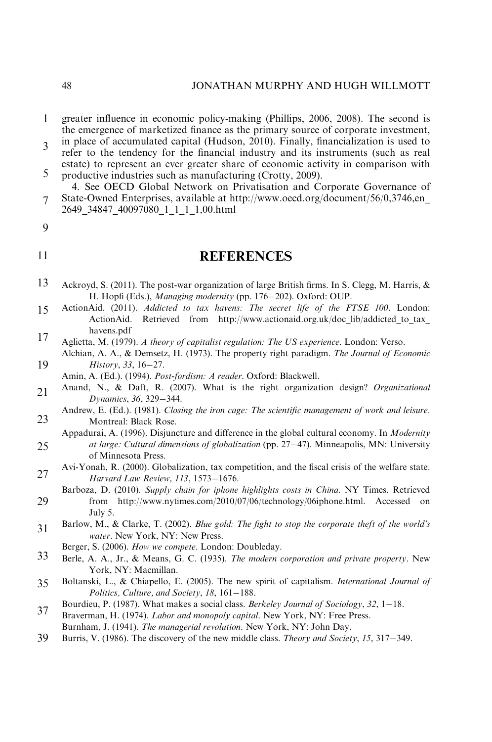greater influence in economic policy-making (Phillips, 2006, 2008). The second is the emergence of marketized finance as the primary source of corporate investment, in place of accumulated capital (Hudson, 2010). Finally, financialization is used to refer to the tendency for the financial industry and its instruments (such as real estate) to represent an ever greater share of economic activity in comparison with productive industries such as manufacturing (Crotty, 2009).

4. See OECD Global Network on Privatisation and Corporate Governance of State-Owned Enterprises, available at http://www.oecd.org/document/56/0,3746,en_2649_34847_40097080_1_1_1_1,00.html

## REFERENCES

Ackroyd, S. (2011). The post-war organization of large British firms. In S. Clegg, M. Harris, & H. Hopfi (Eds.), *Managing modernity* (pp. 176–202). Oxford: OUP.

ActionAid. (2011). *Addicted to tax havens: The secret life of the FTSE 100*. London: ActionAid. Retrieved from http://www.actionaid.org.uk/doc_lib/addicted_to_tax_havens.pdf

Aglietta, M. (1979). *A theory of capitalist regulation: The US experience*. London: Verso.

Alchian, A. A., & Demsetz, H. (1973). The property right paradigm. *The Journal of Economic History*, *33*, 16–27.

Amin, A. (Ed.). (1994). *Post-fordism: A reader*. Oxford: Blackwell.

Anand, N., & Daft, R. (2007). What is the right organization design? *Organizational Dynamics*, *36*, 329–344.

Andrew, E. (Ed.). (1981). *Closing the iron cage: The scientific management of work and leisure*. Montreal: Black Rose.

Appadurai, A. (1996). Disjuncture and difference in the global cultural economy. In *Modernity at large: Cultural dimensions of globalization* (pp. 27–47). Minneapolis, MN: University of Minnesota Press.

Avi-Yonah, R. (2000). Globalization, tax competition, and the fiscal crisis of the welfare state. *Harvard Law Review*, *113*, 1573–1676.

Barboza, D. (2010). *Supply chain for iphone highlights costs in China*. NY Times. Retrieved from http://www.nytimes.com/2010/07/06/technology/06iphone.html. Accessed on July 5.

Barlow, M., & Clarke, T. (2002). *Blue gold: The fight to stop the corporate theft of the world's water*. New York, NY: New Press.

Berger, S. (2006). *How we compete*. London: Doubleday.

Berle, A. A., Jr., & Means, G. C. (1935). *The modern corporation and private property*. New York, NY: Macmillan.

Boltanski, L., & Chiapello, E. (2005). The new spirit of capitalism. *International Journal of Politics, Culture, and Society*, *18*, 161–188.

Bourdieu, P. (1987). What makes a social class. *Berkeley Journal of Sociology*, *32*, 1–18.

Braverman, H. (1974). *Labor and monopoly capital*. New York, NY: Free Press.

~~Burnham, J. (1941). *The managerial revolution*. New York, NY: John Day.~~

Burris, V. (1986). The discovery of the new middle class. *Theory and Society*, *15*, 317–349.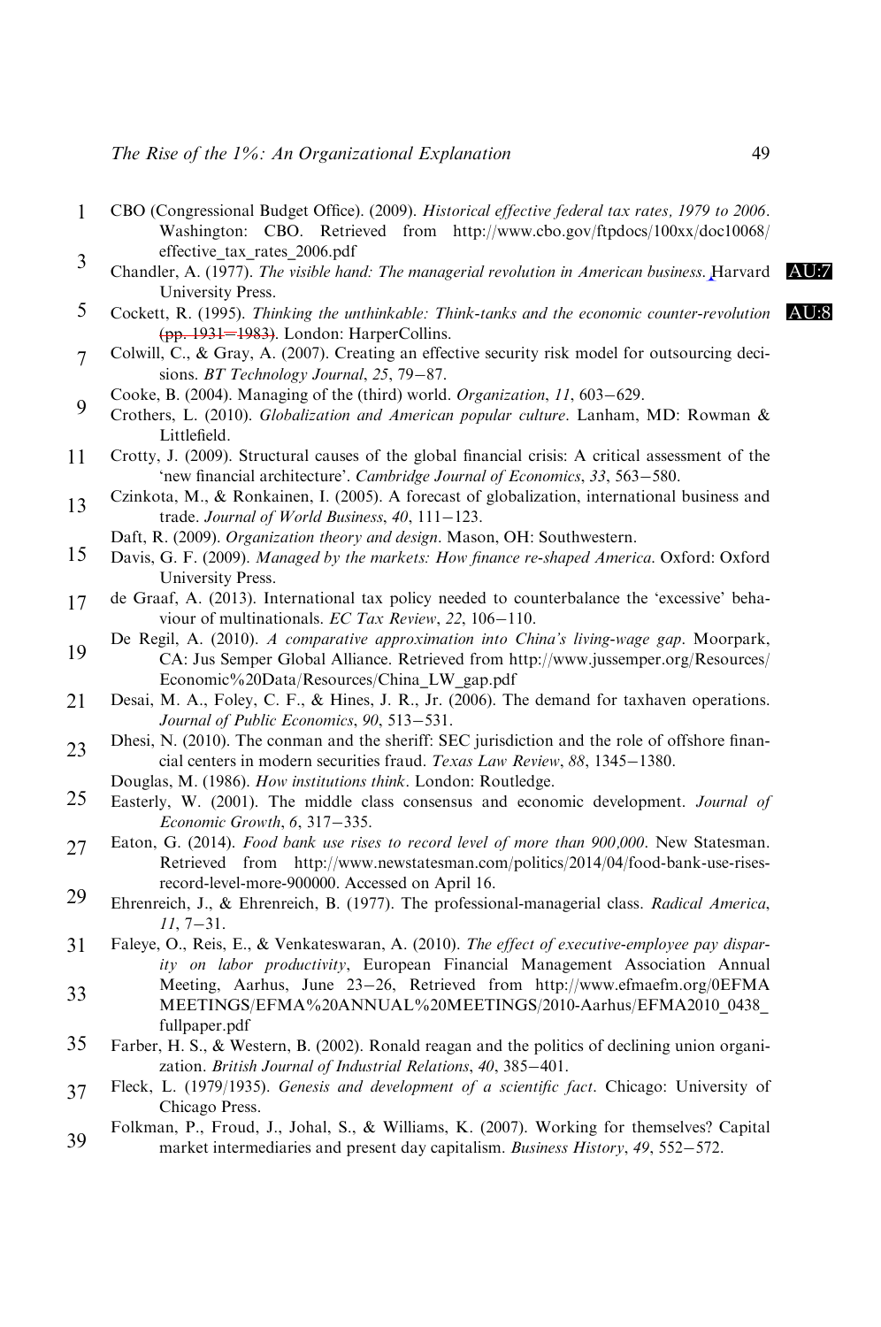CBO (Congressional Budget Office). (2009). *Historical effective federal tax rates, 1979 to 2006*. Washington: CBO. Retrieved from http://www.cbo.gov/ftpdocs/100xx/doc10068/effective_tax_rates_2006.pdf

Chandler, A. (1977). *The visible hand: The managerial revolution in American business.* Harvard University Press.

Cockett, R. (1995). *Thinking the unthinkable: Think-tanks and the economic counter-revolution* ~~(pp. 1931–1983)~~. London: HarperCollins.

Colwill, C., & Gray, A. (2007). Creating an effective security risk model for outsourcing decisions. *BT Technology Journal*, *25*, 79–87.

Cooke, B. (2004). Managing of the (third) world. *Organization*, *11*, 603–629.

Crothers, L. (2010). *Globalization and American popular culture*. Lanham, MD: Rowman & Littlefield.

Crotty, J. (2009). Structural causes of the global financial crisis: A critical assessment of the 'new financial architecture'. *Cambridge Journal of Economics*, *33*, 563–580.

Czinkota, M., & Ronkainen, I. (2005). A forecast of globalization, international business and trade. *Journal of World Business*, *40*, 111–123.

Daft, R. (2009). *Organization theory and design*. Mason, OH: Southwestern.

Davis, G. F. (2009). *Managed by the markets: How finance re-shaped America*. Oxford: Oxford University Press.

de Graaf, A. (2013). International tax policy needed to counterbalance the 'excessive' behaviour of multinationals. *EC Tax Review*, *22*, 106–110.

De Regil, A. (2010). *A comparative approximation into China's living-wage gap*. Moorpark, CA: Jus Semper Global Alliance. Retrieved from http://www.jussemper.org/Resources/Economic%20Data/Resources/China_LW_gap.pdf

Desai, M. A., Foley, C. F., & Hines, J. R., Jr. (2006). The demand for taxhaven operations. *Journal of Public Economics*, *90*, 513–531.

Dhesi, N. (2010). The conman and the sheriff: SEC jurisdiction and the role of offshore financial centers in modern securities fraud. *Texas Law Review*, *88*, 1345–1380.

Douglas, M. (1986). *How institutions think*. London: Routledge.

Easterly, W. (2001). The middle class consensus and economic development. *Journal of Economic Growth*, *6*, 317–335.

Eaton, G. (2014). *Food bank use rises to record level of more than 900,000*. New Statesman. Retrieved from http://www.newstatesman.com/politics/2014/04/food-bank-use-rises-record-level-more-900000. Accessed on April 16.

Ehrenreich, J., & Ehrenreich, B. (1977). The professional-managerial class. *Radical America*, *11*, 7–31.

Faleye, O., Reis, E., & Venkateswaran, A. (2010). *The effect of executive-employee pay disparity on labor productivity*, European Financial Management Association Annual Meeting, Aarhus, June 23–26, Retrieved from http://www.efmaefm.org/0EFMAMEETINGS/EFMA%20ANNUAL%20MEETINGS/2010-Aarhus/EFMA2010_0438_fullpaper.pdf

Farber, H. S., & Western, B. (2002). Ronald reagan and the politics of declining union organization. *British Journal of Industrial Relations*, *40*, 385–401.

Fleck, L. (1979/1935). *Genesis and development of a scientific fact*. Chicago: University of Chicago Press.

Folkman, P., Froud, J., Johal, S., & Williams, K. (2007). Working for themselves? Capital market intermediaries and present day capitalism. *Business History*, *49*, 552–572.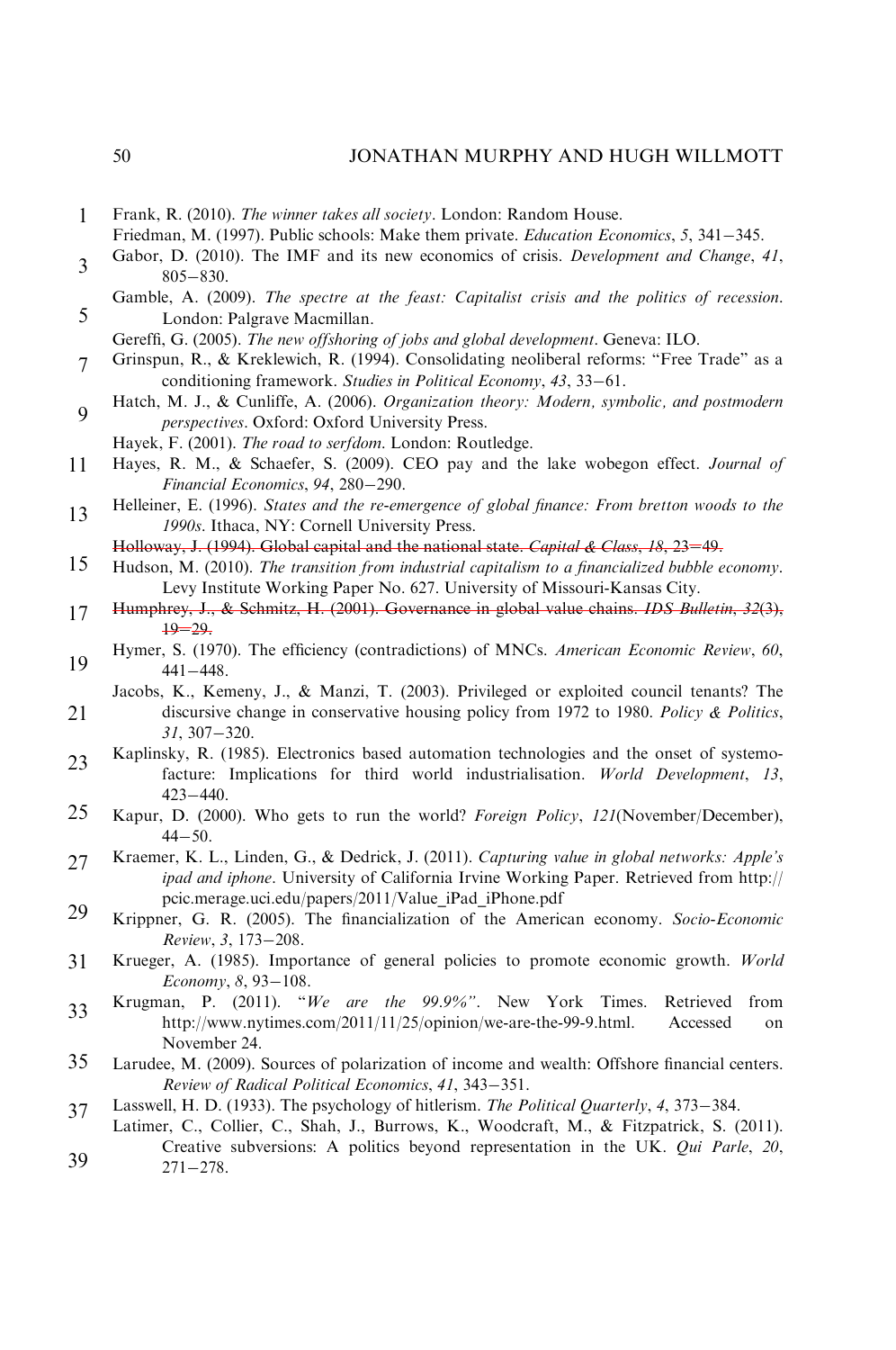Frank, R. (2010). *The winner takes all society*. London: Random House.

Friedman, M. (1997). Public schools: Make them private. *Education Economics*, *5*, 341–345.

Gabor, D. (2010). The IMF and its new economics of crisis. *Development and Change*, *41*, 805–830.

Gamble, A. (2009). *The spectre at the feast: Capitalist crisis and the politics of recession*. London: Palgrave Macmillan.

Gereffi, G. (2005). *The new offshoring of jobs and global development*. Geneva: ILO.

Grinspun, R., & Kreklewich, R. (1994). Consolidating neoliberal reforms: "Free Trade" as a conditioning framework. *Studies in Political Economy*, *43*, 33–61.

Hatch, M. J., & Cunliffe, A. (2006). *Organization theory: Modern, symbolic, and postmodern perspectives*. Oxford: Oxford University Press.

Hayek, F. (2001). *The road to serfdom*. London: Routledge.

Hayes, R. M., & Schaefer, S. (2009). CEO pay and the lake wobegon effect. *Journal of Financial Economics*, *94*, 280–290.

Helleiner, E. (1996). *States and the re-emergence of global finance: From bretton woods to the 1990s*. Ithaca, NY: Cornell University Press.

~~Holloway, J. (1994). Global capital and the national state. *Capital & Class*, *18*, 23–49.~~

Hudson, M. (2010). *The transition from industrial capitalism to a financialized bubble economy*. Levy Institute Working Paper No. 627. University of Missouri-Kansas City.

~~Humphrey, J., & Schmitz, H. (2001). Governance in global value chains. *IDS Bulletin*, *32*(3), 19–29.~~

Hymer, S. (1970). The efficiency (contradictions) of MNCs. *American Economic Review*, *60*, 441–448.

Jacobs, K., Kemeny, J., & Manzi, T. (2003). Privileged or exploited council tenants? The discursive change in conservative housing policy from 1972 to 1980. *Policy & Politics*, *31*, 307–320.

Kaplinsky, R. (1985). Electronics based automation technologies and the onset of systemofacture: Implications for third world industrialisation. *World Development*, *13*, 423–440.

Kapur, D. (2000). Who gets to run the world? *Foreign Policy*, *121*(November/December), 44–50.

Kraemer, K. L., Linden, G., & Dedrick, J. (2011). *Capturing value in global networks: Apple's ipad and iphone*. University of California Irvine Working Paper. Retrieved from http://pcic.merage.uci.edu/papers/2011/Value_iPad_iPhone.pdf

Krippner, G. R. (2005). The financialization of the American economy. *Socio-Economic Review*, *3*, 173–208.

Krueger, A. (1985). Importance of general policies to promote economic growth. *World Economy*, *8*, 93–108.

Krugman, P. (2011). "*We are the 99.9%*". New York Times. Retrieved from http://www.nytimes.com/2011/11/25/opinion/we-are-the-99-9.html. Accessed on November 24.

Larudee, M. (2009). Sources of polarization of income and wealth: Offshore financial centers. *Review of Radical Political Economics*, *41*, 343–351.

Lasswell, H. D. (1933). The psychology of hitlerism. *The Political Quarterly*, *4*, 373–384.

Latimer, C., Collier, C., Shah, J., Burrows, K., Woodcraft, M., & Fitzpatrick, S. (2011). Creative subversions: A politics beyond representation in the UK. *Qui Parle*, *20*, 271–278.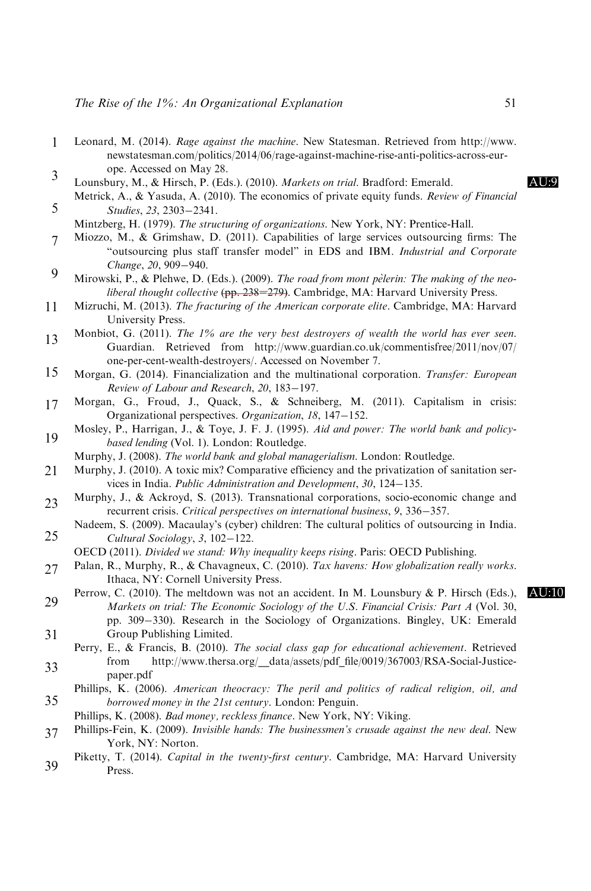Leonard, M. (2014). *Rage against the machine*. New Statesman. Retrieved from http://www.newstatesman.com/politics/2014/06/rage-against-machine-rise-anti-politics-across-europe. Accessed on May 28.

Lounsbury, M., & Hirsch, P. (Eds.). (2010). *Markets on trial*. Bradford: Emerald.

Metrick, A., & Yasuda, A. (2010). The economics of private equity funds. *Review of Financial Studies*, *23*, 2303–2341.

Mintzberg, H. (1979). *The structuring of organizations*. New York, NY: Prentice-Hall.

Miozzo, M., & Grimshaw, D. (2011). Capabilities of large services outsourcing firms: The "outsourcing plus staff transfer model" in EDS and IBM. *Industrial and Corporate Change*, *20*, 909–940.

Mirowski, P., & Plehwe, D. (Eds.). (2009). *The road from mont pèlerin: The making of the neoliberal thought collective* ~~(pp. 238–279)~~. Cambridge, MA: Harvard University Press.

Mizruchi, M. (2013). *The fracturing of the American corporate elite*. Cambridge, MA: Harvard University Press.

Monbiot, G. (2011). *The 1% are the very best destroyers of wealth the world has ever seen*. Guardian. Retrieved from http://www.guardian.co.uk/commentisfree/2011/nov/07/one-per-cent-wealth-destroyers/. Accessed on November 7.

Morgan, G. (2014). Financialization and the multinational corporation. *Transfer: European Review of Labour and Research*, *20*, 183–197.

Morgan, G., Froud, J., Quack, S., & Schneiberg, M. (2011). Capitalism in crisis: Organizational perspectives. *Organization*, *18*, 147–152.

Mosley, P., Harrigan, J., & Toye, J. F. J. (1995). *Aid and power: The world bank and policy-based lending* (Vol. 1). London: Routledge.

Murphy, J. (2008). *The world bank and global managerialism*. London: Routledge.

Murphy, J. (2010). A toxic mix? Comparative efficiency and the privatization of sanitation services in India. *Public Administration and Development*, *30*, 124–135.

Murphy, J., & Ackroyd, S. (2013). Transnational corporations, socio-economic change and recurrent crisis. *Critical perspectives on international business*, *9*, 336–357.

Nadeem, S. (2009). Macaulay's (cyber) children: The cultural politics of outsourcing in India. *Cultural Sociology*, *3*, 102–122.

OECD (2011). *Divided we stand: Why inequality keeps rising*. Paris: OECD Publishing.

Palan, R., Murphy, R., & Chavagneux, C. (2010). *Tax havens: How globalization really works*. Ithaca, NY: Cornell University Press.

Perrow, C. (2010). The meltdown was not an accident. In M. Lounsbury & P. Hirsch (Eds.), *Markets on trial: The Economic Sociology of the U.S. Financial Crisis: Part A* (Vol. 30, pp. 309–330). Research in the Sociology of Organizations. Bingley, UK: Emerald Group Publishing Limited.

Perry, E., & Francis, B. (2010). *The social class gap for educational achievement*. Retrieved from http://www.thersa.org/__data/assets/pdf_file/0019/367003/RSA-Social-Justice-paper.pdf

Phillips, K. (2006). *American theocracy: The peril and politics of radical religion, oil, and borrowed money in the 21st century*. London: Penguin.

Phillips, K. (2008). *Bad money, reckless finance*. New York, NY: Viking.

Phillips-Fein, K. (2009). *Invisible hands: The businessmen's crusade against the new deal*. New York, NY: Norton.

Piketty, T. (2014). *Capital in the twenty-first century*. Cambridge, MA: Harvard University Press.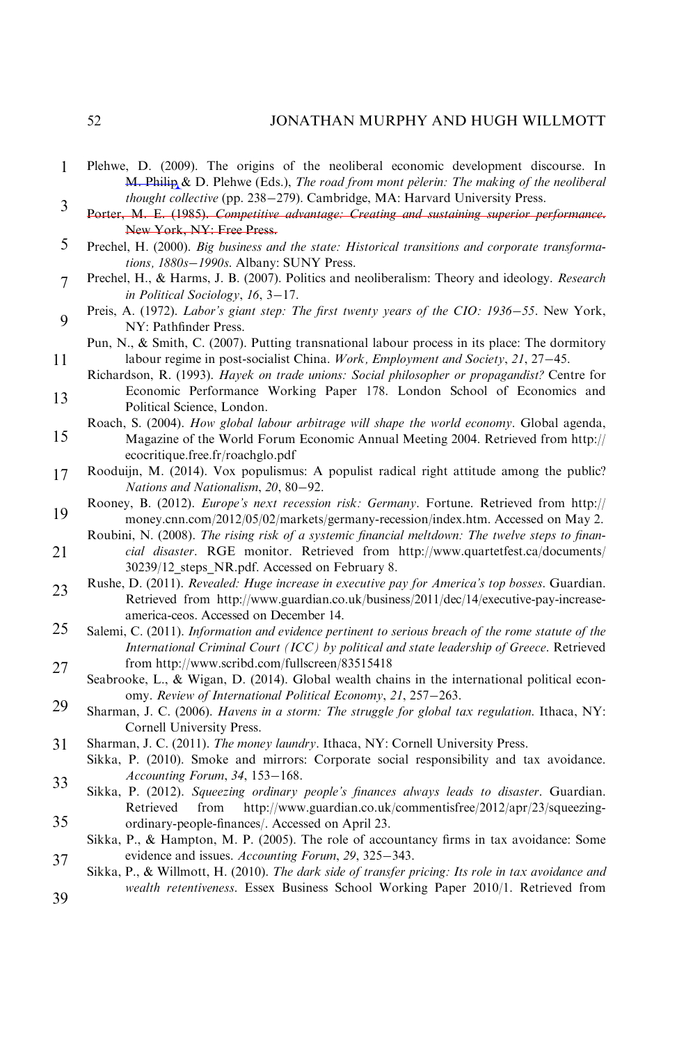Plehwe, D. (2009). The origins of the neoliberal economic development discourse. In M. Philip & D. Plehwe (Eds.), *The road from mont pèlerin: The making of the neoliberal thought collective* (pp. 238–279). Cambridge, MA: Harvard University Press.

~~Porter, M. E. (1985). *Competitive advantage: Creating and sustaining superior performance*. New York, NY: Free Press.~~

Prechel, H. (2000). *Big business and the state: Historical transitions and corporate transformations, 1880s–1990s*. Albany: SUNY Press.

Prechel, H., & Harms, J. B. (2007). Politics and neoliberalism: Theory and ideology. *Research in Political Sociology*, *16*, 3–17.

Preis, A. (1972). *Labor's giant step: The first twenty years of the CIO: 1936–55*. New York, NY: Pathfinder Press.

Pun, N., & Smith, C. (2007). Putting transnational labour process in its place: The dormitory labour regime in post-socialist China. *Work, Employment and Society*, *21*, 27–45.

Richardson, R. (1993). *Hayek on trade unions: Social philosopher or propagandist?* Centre for Economic Performance Working Paper 178. London School of Economics and Political Science, London.

Roach, S. (2004). *How global labour arbitrage will shape the world economy*. Global agenda, Magazine of the World Forum Economic Annual Meeting 2004. Retrieved from http://ecocritique.free.fr/roachglo.pdf

Rooduijn, M. (2014). Vox populismus: A populist radical right attitude among the public? *Nations and Nationalism*, *20*, 80–92.

Rooney, B. (2012). *Europe's next recession risk: Germany*. Fortune. Retrieved from http://money.cnn.com/2012/05/02/markets/germany-recession/index.htm. Accessed on May 2.

Roubini, N. (2008). *The rising risk of a systemic financial meltdown: The twelve steps to financial disaster*. RGE monitor. Retrieved from http://www.quartetfest.ca/documents/30239/12_steps_NR.pdf. Accessed on February 8.

Rushe, D. (2011). *Revealed: Huge increase in executive pay for America's top bosses*. Guardian. Retrieved from http://www.guardian.co.uk/business/2011/dec/14/executive-pay-increase-america-ceos. Accessed on December 14.

Salemi, C. (2011). *Information and evidence pertinent to serious breach of the rome statute of the International Criminal Court (ICC) by political and state leadership of Greece*. Retrieved from http://www.scribd.com/fullscreen/83515418

Seabrooke, L., & Wigan, D. (2014). Global wealth chains in the international political economy. *Review of International Political Economy*, *21*, 257–263.

Sharman, J. C. (2006). *Havens in a storm: The struggle for global tax regulation*. Ithaca, NY: Cornell University Press.

Sharman, J. C. (2011). *The money laundry*. Ithaca, NY: Cornell University Press.

Sikka, P. (2010). Smoke and mirrors: Corporate social responsibility and tax avoidance. *Accounting Forum*, *34*, 153–168.

Sikka, P. (2012). *Squeezing ordinary people's finances always leads to disaster*. Guardian. Retrieved from http://www.guardian.co.uk/commentisfree/2012/apr/23/squeezing-ordinary-people-finances/. Accessed on April 23.

Sikka, P., & Hampton, M. P. (2005). The role of accountancy firms in tax avoidance: Some evidence and issues. *Accounting Forum*, *29*, 325–343.

Sikka, P., & Willmott, H. (2010). *The dark side of transfer pricing: Its role in tax avoidance and wealth retentiveness*. Essex Business School Working Paper 2010/1. Retrieved from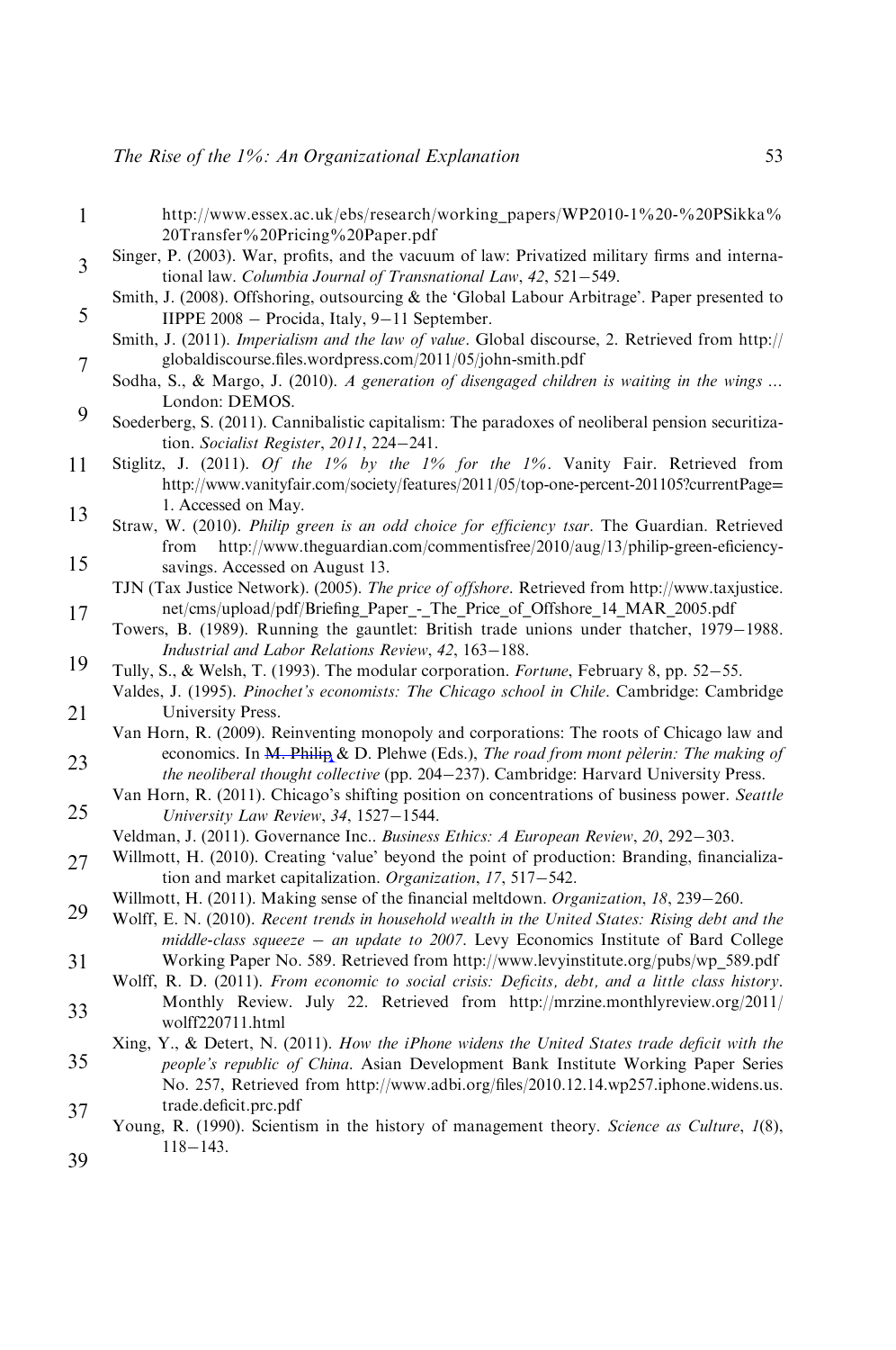http://www.essex.ac.uk/ebs/research/working_papers/WP2010-1%20-%20PSikka%20Transfer%20Pricing%20Paper.pdf

Singer, P. (2003). War, profits, and the vacuum of law: Privatized military firms and international law. *Columbia Journal of Transnational Law*, *42*, 521–549.

Smith, J. (2008). Offshoring, outsourcing & the 'Global Labour Arbitrage'. Paper presented to IIPPE 2008 – Procida, Italy, 9–11 September.

Smith, J. (2011). *Imperialism and the law of value*. Global discourse, 2. Retrieved from http://globaldiscourse.files.wordpress.com/2011/05/john-smith.pdf

Sodha, S., & Margo, J. (2010). *A generation of disengaged children is waiting in the wings …* London: DEMOS.

Soederberg, S. (2011). Cannibalistic capitalism: The paradoxes of neoliberal pension securitization. *Socialist Register*, *2011*, 224–241.

Stiglitz, J. (2011). *Of the 1% by the 1% for the 1%*. Vanity Fair. Retrieved from http://www.vanityfair.com/society/features/2011/05/top-one-percent-201105?currentPage=1. Accessed on May.

Straw, W. (2010). *Philip green is an odd choice for efficiency tsar*. The Guardian. Retrieved from http://www.theguardian.com/commentisfree/2010/aug/13/philip-green-eficiency-savings. Accessed on August 13.

TJN (Tax Justice Network). (2005). *The price of offshore*. Retrieved from http://www.taxjustice.net/cms/upload/pdf/Briefing_Paper_-_The_Price_of_Offshore_14_MAR_2005.pdf

Towers, B. (1989). Running the gauntlet: British trade unions under thatcher, 1979–1988. *Industrial and Labor Relations Review*, *42*, 163–188.

Tully, S., & Welsh, T. (1993). The modular corporation. *Fortune*, February 8, pp. 52–55.

Valdes, J. (1995). *Pinochet's economists: The Chicago school in Chile*. Cambridge: Cambridge University Press.

Van Horn, R. (2009). Reinventing monopoly and corporations: The roots of Chicago law and economics. In ~~M. Philip~~ & D. Plehwe (Eds.), *The road from mont pèlerin: The making of the neoliberal thought collective* (pp. 204–237). Cambridge: Harvard University Press.

Van Horn, R. (2011). Chicago's shifting position on concentrations of business power. *Seattle University Law Review*, *34*, 1527–1544.

Veldman, J. (2011). Governance Inc.. *Business Ethics: A European Review*, *20*, 292–303.

Willmott, H. (2010). Creating 'value' beyond the point of production: Branding, financialization and market capitalization. *Organization*, *17*, 517–542.

Willmott, H. (2011). Making sense of the financial meltdown. *Organization*, *18*, 239–260.

Wolff, E. N. (2010). *Recent trends in household wealth in the United States: Rising debt and the middle-class squeeze – an update to 2007*. Levy Economics Institute of Bard College Working Paper No. 589. Retrieved from http://www.levyinstitute.org/pubs/wp_589.pdf

Wolff, R. D. (2011). *From economic to social crisis: Deficits, debt, and a little class history*. Monthly Review. July 22. Retrieved from http://mrzine.monthlyreview.org/2011/wolff220711.html

Xing, Y., & Detert, N. (2011). *How the iPhone widens the United States trade deficit with the people's republic of China*. Asian Development Bank Institute Working Paper Series No. 257, Retrieved from http://www.adbi.org/files/2010.12.14.wp257.iphone.widens.us.trade.deficit.prc.pdf

Young, R. (1990). Scientism in the history of management theory. *Science as Culture*, *1*(8), 118–143.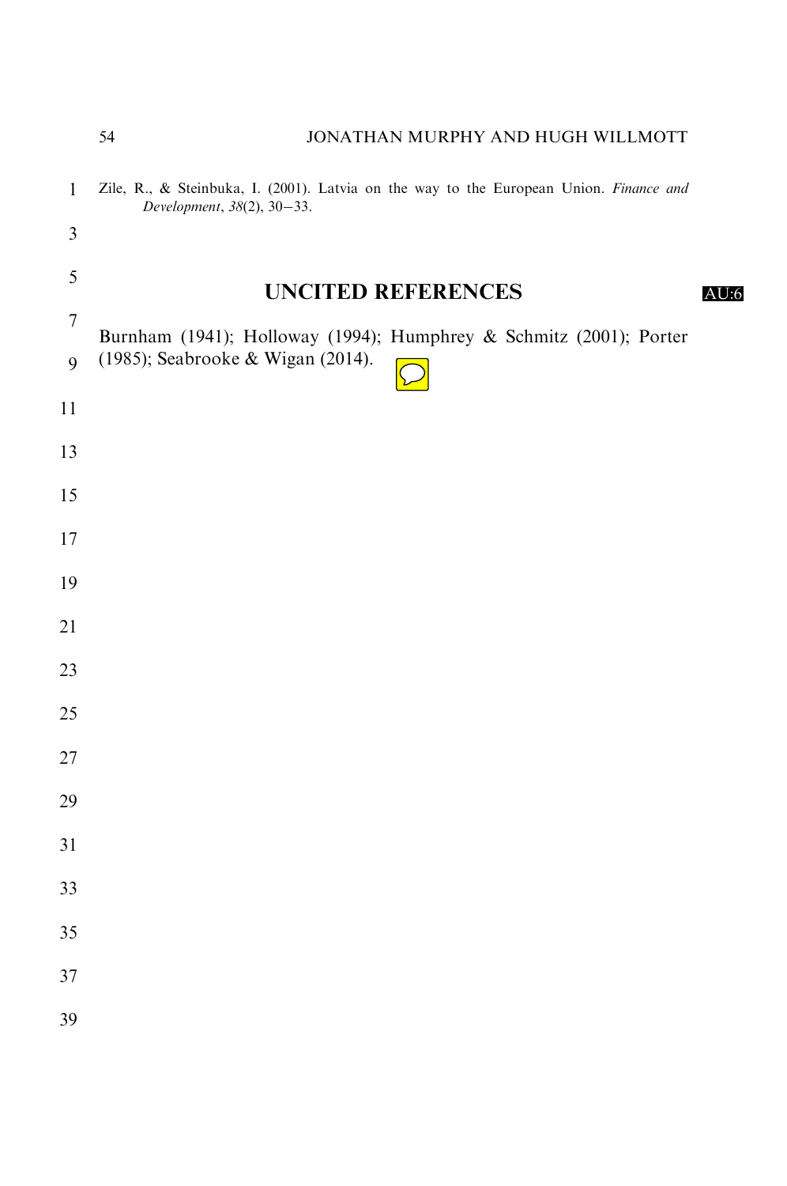Zile, R., & Steinbuka, I. (2001). Latvia on the way to the European Union. *Finance and Development*, *38*(2), 30–33.

## UNCITED REFERENCES

Burnham (1941); Holloway (1994); Humphrey & Schmitz (2001); Porter (1985); Seabrooke & Wigan (2014).